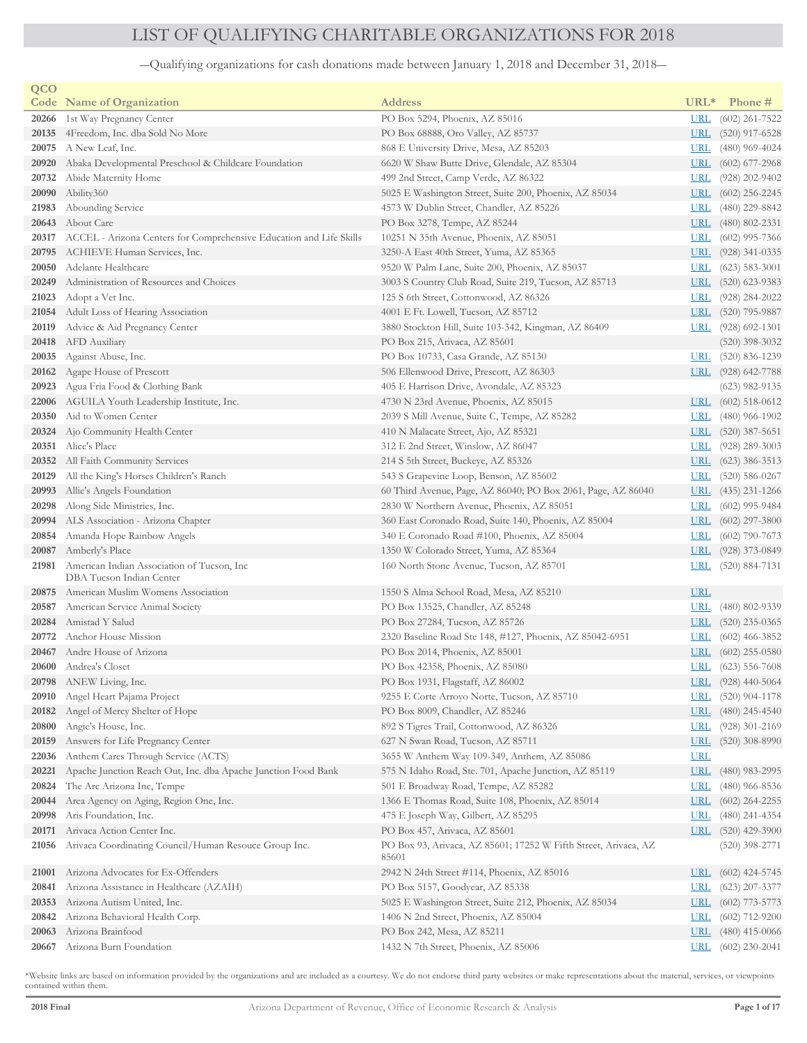# LIST OF QUALIFYING CHARITABLE ORGANIZATIONS FOR 2018

—Qualifying organizations for cash donations made between January 1, 2018 and December 31, 2018—

| QCO Code | Name of Organization | Address | URL* | Phone # |
|---|---|---|---|---|
| 20266 | 1st Way Pregnancy Center | PO Box 5294, Phoenix, AZ 85016 | URL | (602) 261-7522 |
| 20135 | 4Freedom, Inc. dba Sold No More | PO Box 68888, Oro Valley, AZ 85737 | URL | (520) 917-6528 |
| 20075 | A New Leaf, Inc. | 868 E University Drive, Mesa, AZ 85203 | URL | (480) 969-4024 |
| 20920 | Abaka Developmental Preschool & Childcare Foundation | 6620 W Shaw Butte Drive, Glendale, AZ 85304 | URL | (602) 677-2968 |
| 20732 | Abide Maternity Home | 499 2nd Street, Camp Verde, AZ 86322 | URL | (928) 202-9402 |
| 20090 | Ability360 | 5025 E Washington Street, Suite 200, Phoenix, AZ 85034 | URL | (602) 256-2245 |
| 21983 | Abounding Service | 4573 W Dublin Street, Chandler, AZ 85226 | URL | (480) 229-8842 |
| 20643 | About Care | PO Box 3278, Tempe, AZ 85244 | URL | (480) 802-2331 |
| 20317 | ACCEL - Arizona Centers for Comprehensive Education and Life Skills | 10251 N 35th Avenue, Phoenix, AZ 85051 | URL | (602) 995-7366 |
| 20795 | ACHIEVE Human Services, Inc. | 3250-A East 40th Street, Yuma, AZ 85365 | URL | (928) 341-0335 |
| 20050 | Adelante Healthcare | 9520 W Palm Lane, Suite 200, Phoenix, AZ 85037 | URL | (623) 583-3001 |
| 20249 | Administration of Resources and Choices | 3003 S Country Club Road, Suite 219, Tucson, AZ 85713 | URL | (520) 623-9383 |
| 21023 | Adopt a Vet Inc. | 125 S 6th Street, Cottonwood, AZ 86326 | URL | (928) 284-2022 |
| 21054 | Adult Loss of Hearing Association | 4001 E Ft. Lowell, Tucson, AZ 85712 | URL | (520) 795-9887 |
| 20119 | Advice & Aid Pregnancy Center | 3880 Stockton Hill, Suite 103-342, Kingman, AZ 86409 | URL | (928) 692-1301 |
| 20418 | AFD Auxiliary | PO Box 215, Arivaca, AZ 85601 | | (520) 398-3032 |
| 20035 | Against Abuse, Inc. | PO Box 10733, Casa Grande, AZ 85130 | URL | (520) 836-1239 |
| 20162 | Agape House of Prescott | 506 Ellenwood Drive, Prescott, AZ 86303 | URL | (928) 642-7788 |
| 20923 | Agua Fria Food & Clothing Bank | 405 E Harrison Drive, Avondale, AZ 85323 | | (623) 982-9135 |
| 22006 | AGUILA Youth Leadership Institute, Inc. | 4730 N 23rd Avenue, Phoenix, AZ 85015 | URL | (602) 518-0612 |
| 20350 | Aid to Women Center | 2039 S Mill Avenue, Suite C, Tempe, AZ 85282 | URL | (480) 966-1902 |
| 20324 | Ajo Community Health Center | 410 N Malacate Street, Ajo, AZ 85321 | URL | (520) 387-5651 |
| 20351 | Alice's Place | 312 E 2nd Street, Winslow, AZ 86047 | URL | (928) 289-3003 |
| 20352 | All Faith Community Services | 214 S 5th Street, Buckeye, AZ 85326 | URL | (623) 386-3513 |
| 20129 | All the King's Horses Children's Ranch | 543 S Grapevine Loop, Benson, AZ 85602 | URL | (520) 586-0267 |
| 20993 | Allie's Angels Foundation | 60 Third Avenue, Page, AZ 86040; PO Box 2061, Page, AZ 86040 | URL | (435) 231-1266 |
| 20298 | Along Side Ministries, Inc. | 2830 W Northern Avenue, Phoenix, AZ 85051 | URL | (602) 995-9484 |
| 20994 | ALS Association - Arizona Chapter | 360 East Coronado Road, Suite 140, Phoenix, AZ 85004 | URL | (602) 297-3800 |
| 20854 | Amanda Hope Rainbow Angels | 340 E Coronado Road #100, Phoenix, AZ 85004 | URL | (602) 790-7673 |
| 20087 | Amberly's Place | 1350 W Colorado Street, Yuma, AZ 85364 | URL | (928) 373-0849 |
| 21981 | American Indian Association of Tucson, Inc DBA Tucson Indian Center | 160 North Stone Avenue, Tucson, AZ 85701 | URL | (520) 884-7131 |
| 20875 | American Muslim Womens Association | 1550 S Alma School Road, Mesa, AZ 85210 | URL | |
| 20587 | American Service Animal Society | PO Box 13525, Chandler, AZ 85248 | URL | (480) 802-9339 |
| 20284 | Amistad Y Salud | PO Box 27284, Tucson, AZ 85726 | URL | (520) 235-0365 |
| 20772 | Anchor House Mission | 2320 Baseline Road Ste 148, #127, Phoenix, AZ 85042-6951 | URL | (602) 466-3852 |
| 20467 | Andre House of Arizona | PO Box 2014, Phoenix, AZ 85001 | URL | (602) 255-0580 |
| 20600 | Andrea's Closet | PO Box 42358, Phoenix, AZ 85080 | URL | (623) 556-7608 |
| 20798 | ANEW Living, Inc. | PO Box 1931, Flagstaff, AZ 86002 | URL | (928) 440-5064 |
| 20910 | Angel Heart Pajama Project | 9255 E Corte Arroyo Norte, Tucson, AZ 85710 | URL | (520) 904-1178 |
| 20182 | Angel of Mercy Shelter of Hope | PO Box 8009, Chandler, AZ 85246 | URL | (480) 245-4540 |
| 20800 | Angie's House, Inc. | 892 S Tigres Trail, Cottonwood, AZ 86326 | URL | (928) 301-2169 |
| 20159 | Answers for Life Pregnancy Center | 627 N Swan Road, Tucson, AZ 85711 | URL | (520) 308-8990 |
| 22036 | Anthem Cares Through Service (ACTS) | 3655 W Anthem Way 109-349, Anthem, AZ 85086 | URL | |
| 20221 | Apache Junction Reach Out, Inc. dba Apache Junction Food Bank | 575 N Idaho Road, Ste. 701, Apache Junction, AZ 85119 | URL | (480) 983-2995 |
| 20824 | The Arc Arizona Inc, Tempe | 501 E Broadway Road, Tempe, AZ 85282 | URL | (480) 966-8536 |
| 20044 | Area Agency on Aging, Region One, Inc. | 1366 E Thomas Road, Suite 108, Phoenix, AZ 85014 | URL | (602) 264-2255 |
| 20998 | Aris Foundation, Inc. | 475 E Joseph Way, Gilbert, AZ 85295 | URL | (480) 241-4354 |
| 20171 | Arivaca Action Center Inc. | PO Box 457, Arivaca, AZ 85601 | URL | (520) 429-3900 |
| 21056 | Arivaca Coordinating Council/Human Resouce Group Inc. | PO Box 93, Arivaca, AZ 85601; 17252 W Fifth Street, Arivaca, AZ 85601 | | (520) 398-2771 |
| 21001 | Arizona Advocates for Ex-Offenders | 2942 N 24th Street #114, Phoenix, AZ 85016 | URL | (602) 424-5745 |
| 20841 | Arizona Assistance in Healthcare (AZAIH) | PO Box 5157, Goodyear, AZ 85338 | URL | (623) 207-3377 |
| 20353 | Arizona Autism United, Inc. | 5025 E Washington Street, Suite 212, Phoenix, AZ 85034 | URL | (602) 773-5773 |
| 20842 | Arizona Behavioral Health Corp. | 1406 N 2nd Street, Phoenix, AZ 85004 | URL | (602) 712-9200 |
| 20063 | Arizona Brainfood | PO Box 242, Mesa, AZ 85211 | URL | (480) 415-0066 |
| 20667 | Arizona Burn Foundation | 1432 N 7th Street, Phoenix, AZ 85006 | URL | (602) 230-2041 |

*Website links are based on information provided by the organizations and are included as a courtesy. We do not endorse third party websites or make representations about the material, services, or viewpoints contained within them.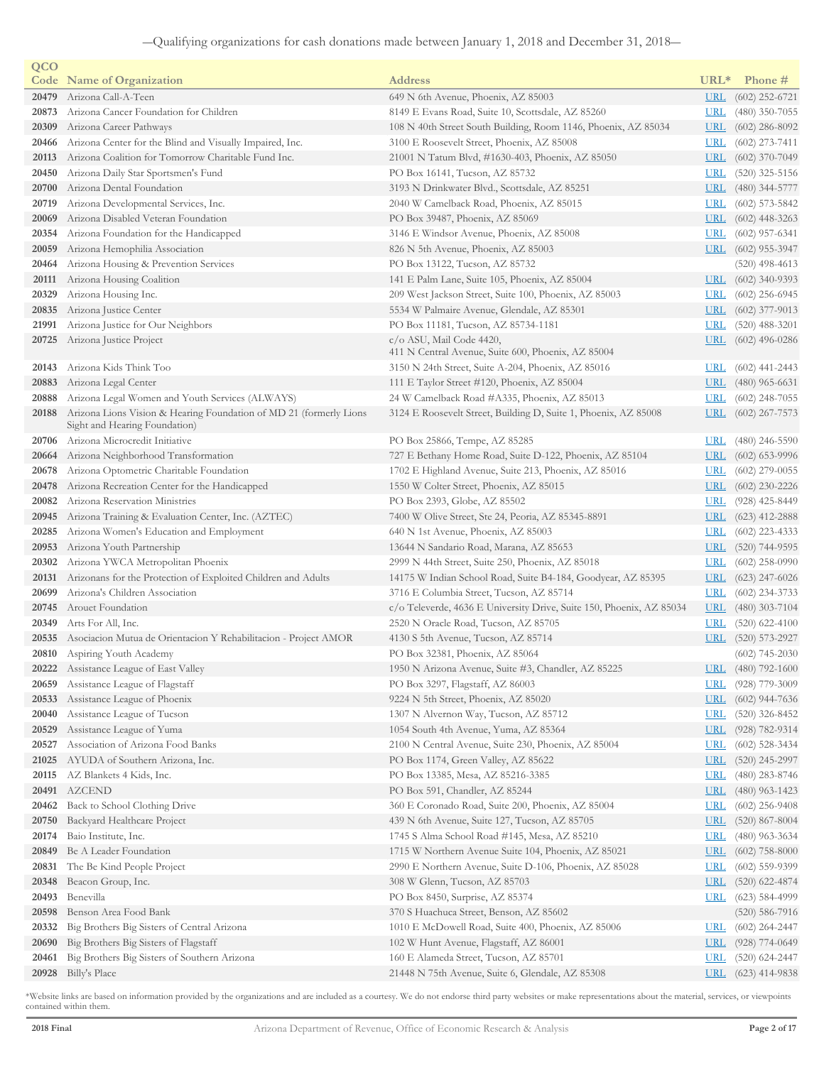—Qualifying organizations for cash donations made between January 1, 2018 and December 31, 2018—

| QCO Code | Name of Organization | Address | URL* | Phone # |
|---|---|---|---|---|
| 20479 | Arizona Call-A-Teen | 649 N 6th Avenue, Phoenix, AZ 85003 | URL | (602) 252-6721 |
| 20873 | Arizona Cancer Foundation for Children | 8149 E Evans Road, Suite 10, Scottsdale, AZ 85260 | URL | (480) 350-7055 |
| 20309 | Arizona Career Pathways | 108 N 40th Street South Building, Room 1146, Phoenix, AZ 85034 | URL | (602) 286-8092 |
| 20466 | Arizona Center for the Blind and Visually Impaired, Inc. | 3100 E Roosevelt Street, Phoenix, AZ 85008 | URL | (602) 273-7411 |
| 20113 | Arizona Coalition for Tomorrow Charitable Fund Inc. | 21001 N Tatum Blvd, #1630-403, Phoenix, AZ 85050 | URL | (602) 370-7049 |
| 20450 | Arizona Daily Star Sportsmen's Fund | PO Box 16141, Tucson, AZ 85732 | URL | (520) 325-5156 |
| 20700 | Arizona Dental Foundation | 3193 N Drinkwater Blvd., Scottsdale, AZ 85251 | URL | (480) 344-5777 |
| 20719 | Arizona Developmental Services, Inc. | 2040 W Camelback Road, Phoenix, AZ 85015 | URL | (602) 573-5842 |
| 20069 | Arizona Disabled Veteran Foundation | PO Box 39487, Phoenix, AZ 85069 | URL | (602) 448-3263 |
| 20354 | Arizona Foundation for the Handicapped | 3146 E Windsor Avenue, Phoenix, AZ 85008 | URL | (602) 957-6341 |
| 20059 | Arizona Hemophilia Association | 826 N 5th Avenue, Phoenix, AZ 85003 | URL | (602) 955-3947 |
| 20464 | Arizona Housing & Prevention Services | PO Box 13122, Tucson, AZ 85732 | | (520) 498-4613 |
| 20111 | Arizona Housing Coalition | 141 E Palm Lane, Suite 105, Phoenix, AZ 85004 | URL | (602) 340-9393 |
| 20329 | Arizona Housing Inc. | 209 West Jackson Street, Suite 100, Phoenix, AZ 85003 | URL | (602) 256-6945 |
| 20835 | Arizona Justice Center | 5534 W Palmaire Avenue, Glendale, AZ 85301 | URL | (602) 377-9013 |
| 21991 | Arizona Justice for Our Neighbors | PO Box 11181, Tucson, AZ 85734-1181 | URL | (520) 488-3201 |
| 20725 | Arizona Justice Project | c/o ASU, Mail Code 4420, 411 N Central Avenue, Suite 600, Phoenix, AZ 85004 | URL | (602) 496-0286 |
| 20143 | Arizona Kids Think Too | 3150 N 24th Street, Suite A-204, Phoenix, AZ 85016 | URL | (602) 441-2443 |
| 20883 | Arizona Legal Center | 111 E Taylor Street #120, Phoenix, AZ 85004 | URL | (480) 965-6631 |
| 20888 | Arizona Legal Women and Youth Services (ALWAYS) | 24 W Camelback Road #A335, Phoenix, AZ 85013 | URL | (602) 248-7055 |
| 20188 | Arizona Lions Vision & Hearing Foundation of MD 21 (formerly Lions Sight and Hearing Foundation) | 3124 E Roosevelt Street, Building D, Suite 1, Phoenix, AZ 85008 | URL | (602) 267-7573 |
| 20706 | Arizona Microcredit Initiative | PO Box 25866, Tempe, AZ 85285 | URL | (480) 246-5590 |
| 20664 | Arizona Neighborhood Transformation | 727 E Bethany Home Road, Suite D-122, Phoenix, AZ 85104 | URL | (602) 653-9996 |
| 20678 | Arizona Optometric Charitable Foundation | 1702 E Highland Avenue, Suite 213, Phoenix, AZ 85016 | URL | (602) 279-0055 |
| 20478 | Arizona Recreation Center for the Handicapped | 1550 W Colter Street, Phoenix, AZ 85015 | URL | (602) 230-2226 |
| 20082 | Arizona Reservation Ministries | PO Box 2393, Globe, AZ 85502 | URL | (928) 425-8449 |
| 20945 | Arizona Training & Evaluation Center, Inc. (AZTEC) | 7400 W Olive Street, Ste 24, Peoria, AZ 85345-8891 | URL | (623) 412-2888 |
| 20285 | Arizona Women's Education and Employment | 640 N 1st Avenue, Phoenix, AZ 85003 | URL | (602) 223-4333 |
| 20953 | Arizona Youth Partnership | 13644 N Sandario Road, Marana, AZ 85653 | URL | (520) 744-9595 |
| 20302 | Arizona YWCA Metropolitan Phoenix | 2999 N 44th Street, Suite 250, Phoenix, AZ 85018 | URL | (602) 258-0990 |
| 20131 | Arizonans for the Protection of Exploited Children and Adults | 14175 W Indian School Road, Suite B4-184, Goodyear, AZ 85395 | URL | (623) 247-6026 |
| 20699 | Arizona's Children Association | 3716 E Columbia Street, Tucson, AZ 85714 | URL | (602) 234-3733 |
| 20745 | Arouet Foundation | c/o Televerde, 4636 E University Drive, Suite 150, Phoenix, AZ 85034 | URL | (480) 303-7104 |
| 20349 | Arts For All, Inc. | 2520 N Oracle Road, Tucson, AZ 85705 | URL | (520) 622-4100 |
| 20535 | Asociacion Mutua de Orientacion Y Rehabilitacion - Project AMOR | 4130 S 5th Avenue, Tucson, AZ 85714 | URL | (520) 573-2927 |
| 20810 | Aspiring Youth Academy | PO Box 32381, Phoenix, AZ 85064 | | (602) 745-2030 |
| 20222 | Assistance League of East Valley | 1950 N Arizona Avenue, Suite #3, Chandler, AZ 85225 | URL | (480) 792-1600 |
| 20659 | Assistance League of Flagstaff | PO Box 3297, Flagstaff, AZ 86003 | URL | (928) 779-3009 |
| 20533 | Assistance League of Phoenix | 9224 N 5th Street, Phoenix, AZ 85020 | URL | (602) 944-7636 |
| 20040 | Assistance League of Tucson | 1307 N Alvernon Way, Tucson, AZ 85712 | URL | (520) 326-8452 |
| 20529 | Assistance League of Yuma | 1054 South 4th Avenue, Yuma, AZ 85364 | URL | (928) 782-9314 |
| 20527 | Association of Arizona Food Banks | 2100 N Central Avenue, Suite 230, Phoenix, AZ 85004 | URL | (602) 528-3434 |
| 21025 | AYUDA of Southern Arizona, Inc. | PO Box 1174, Green Valley, AZ 85622 | URL | (520) 245-2997 |
| 20115 | AZ Blankets 4 Kids, Inc. | PO Box 13385, Mesa, AZ 85216-3385 | URL | (480) 283-8746 |
| 20491 | AZCEND | PO Box 591, Chandler, AZ 85244 | URL | (480) 963-1423 |
| 20462 | Back to School Clothing Drive | 360 E Coronado Road, Suite 200, Phoenix, AZ 85004 | URL | (602) 256-9408 |
| 20750 | Backyard Healthcare Project | 439 N 6th Avenue, Suite 127, Tucson, AZ 85705 | URL | (520) 867-8004 |
| 20174 | Baio Institute, Inc. | 1745 S Alma School Road #145, Mesa, AZ 85210 | URL | (480) 963-3634 |
| 20849 | Be A Leader Foundation | 1715 W Northern Avenue Suite 104, Phoenix, AZ 85021 | URL | (602) 758-8000 |
| 20831 | The Be Kind People Project | 2990 E Northern Avenue, Suite D-106, Phoenix, AZ 85028 | URL | (602) 559-9399 |
| 20348 | Beacon Group, Inc. | 308 W Glenn, Tucson, AZ 85703 | URL | (520) 622-4874 |
| 20493 | Benevilla | PO Box 8450, Surprise, AZ 85374 | URL | (623) 584-4999 |
| 20598 | Benson Area Food Bank | 370 S Huachuca Street, Benson, AZ 85602 | | (520) 586-7916 |
| 20332 | Big Brothers Big Sisters of Central Arizona | 1010 E McDowell Road, Suite 400, Phoenix, AZ 85006 | URL | (602) 264-2447 |
| 20690 | Big Brothers Big Sisters of Flagstaff | 102 W Hunt Avenue, Flagstaff, AZ 86001 | URL | (928) 774-0649 |
| 20461 | Big Brothers Big Sisters of Southern Arizona | 160 E Alameda Street, Tucson, AZ 85701 | URL | (520) 624-2447 |
| 20928 | Billy's Place | 21448 N 75th Avenue, Suite 6, Glendale, AZ 85308 | URL | (623) 414-9838 |

*Website links are based on information provided by the organizations and are included as a courtesy. We do not endorse third party websites or make representations about the material, services, or viewpoints contained within them.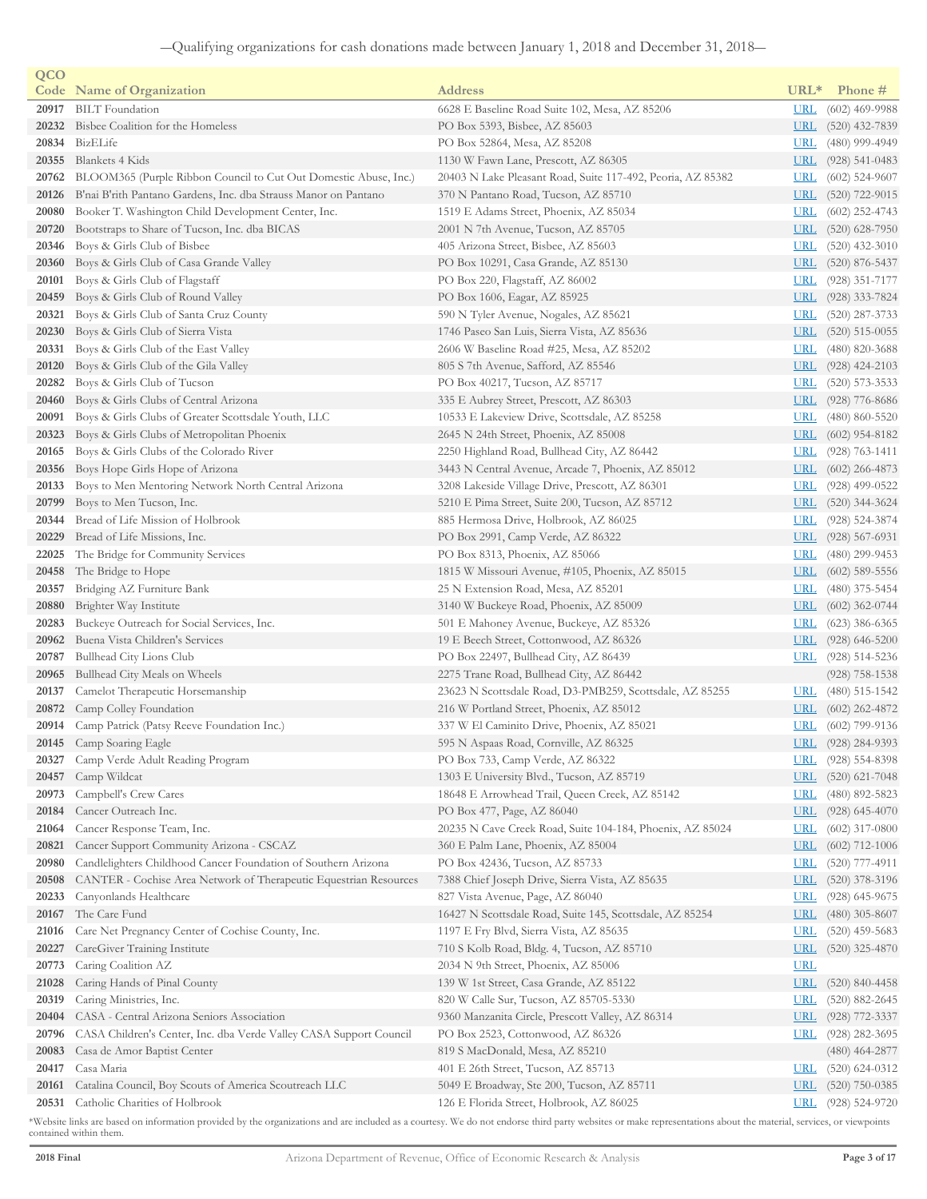—Qualifying organizations for cash donations made between January 1, 2018 and December 31, 2018—

| QCO Code | Name of Organization | Address | URL* | Phone # |
|---|---|---|---|---|
| 20917 | BILT Foundation | 6628 E Baseline Road Suite 102, Mesa, AZ 85206 | URL | (602) 469-9988 |
| 20232 | Bisbee Coalition for the Homeless | PO Box 5393, Bisbee, AZ 85603 | URL | (520) 432-7839 |
| 20834 | BizELife | PO Box 52864, Mesa, AZ 85208 | URL | (480) 999-4949 |
| 20355 | Blankets 4 Kids | 1130 W Fawn Lane, Prescott, AZ 86305 | URL | (928) 541-0483 |
| 20762 | BLOOM365 (Purple Ribbon Council to Cut Out Domestic Abuse, Inc.) | 20403 N Lake Pleasant Road, Suite 117-492, Peoria, AZ 85382 | URL | (602) 524-9607 |
| 20126 | B'nai B'rith Pantano Gardens, Inc. dba Strauss Manor on Pantano | 370 N Pantano Road, Tucson, AZ 85710 | URL | (520) 722-9015 |
| 20080 | Booker T. Washington Child Development Center, Inc. | 1519 E Adams Street, Phoenix, AZ 85034 | URL | (602) 252-4743 |
| 20720 | Bootstraps to Share of Tucson, Inc. dba BICAS | 2001 N 7th Avenue, Tucson, AZ 85705 | URL | (520) 628-7950 |
| 20346 | Boys & Girls Club of Bisbee | 405 Arizona Street, Bisbee, AZ 85603 | URL | (520) 432-3010 |
| 20360 | Boys & Girls Club of Casa Grande Valley | PO Box 10291, Casa Grande, AZ 85130 | URL | (520) 876-5437 |
| 20101 | Boys & Girls Club of Flagstaff | PO Box 220, Flagstaff, AZ 86002 | URL | (928) 351-7177 |
| 20459 | Boys & Girls Club of Round Valley | PO Box 1606, Eagar, AZ 85925 | URL | (928) 333-7824 |
| 20321 | Boys & Girls Club of Santa Cruz County | 590 N Tyler Avenue, Nogales, AZ 85621 | URL | (520) 287-3733 |
| 20230 | Boys & Girls Club of Sierra Vista | 1746 Paseo San Luis, Sierra Vista, AZ 85636 | URL | (520) 515-0055 |
| 20331 | Boys & Girls Club of the East Valley | 2606 W Baseline Road #25, Mesa, AZ 85202 | URL | (480) 820-3688 |
| 20120 | Boys & Girls Club of the Gila Valley | 805 S 7th Avenue, Safford, AZ 85546 | URL | (928) 424-2103 |
| 20282 | Boys & Girls Club of Tucson | PO Box 40217, Tucson, AZ 85717 | URL | (520) 573-3533 |
| 20460 | Boys & Girls Clubs of Central Arizona | 335 E Aubrey Street, Prescott, AZ 86303 | URL | (928) 776-8686 |
| 20091 | Boys & Girls Clubs of Greater Scottsdale Youth, LLC | 10533 E Lakeview Drive, Scottsdale, AZ 85258 | URL | (480) 860-5520 |
| 20323 | Boys & Girls Clubs of Metropolitan Phoenix | 2645 N 24th Street, Phoenix, AZ 85008 | URL | (602) 954-8182 |
| 20165 | Boys & Girls Clubs of the Colorado River | 2250 Highland Road, Bullhead City, AZ 86442 | URL | (928) 763-1411 |
| 20356 | Boys Hope Girls Hope of Arizona | 3443 N Central Avenue, Arcade 7, Phoenix, AZ 85012 | URL | (602) 266-4873 |
| 20133 | Boys to Men Mentoring Network North Central Arizona | 3208 Lakeside Village Drive, Prescott, AZ 86301 | URL | (928) 499-0522 |
| 20799 | Boys to Men Tucson, Inc. | 5210 E Pima Street, Suite 200, Tucson, AZ 85712 | URL | (520) 344-3624 |
| 20344 | Bread of Life Mission of Holbrook | 885 Hermosa Drive, Holbrook, AZ 86025 | URL | (928) 524-3874 |
| 20229 | Bread of Life Missions, Inc. | PO Box 2991, Camp Verde, AZ 86322 | URL | (928) 567-6931 |
| 22025 | The Bridge for Community Services | PO Box 8313, Phoenix, AZ 85066 | URL | (480) 299-9453 |
| 20458 | The Bridge to Hope | 1815 W Missouri Avenue, #105, Phoenix, AZ 85015 | URL | (602) 589-5556 |
| 20357 | Bridging AZ Furniture Bank | 25 N Extension Road, Mesa, AZ 85201 | URL | (480) 375-5454 |
| 20880 | Brighter Way Institute | 3140 W Buckeye Road, Phoenix, AZ 85009 | URL | (602) 362-0744 |
| 20283 | Buckeye Outreach for Social Services, Inc. | 501 E Mahoney Avenue, Buckeye, AZ 85326 | URL | (623) 386-6365 |
| 20962 | Buena Vista Children's Services | 19 E Beech Street, Cottonwood, AZ 86326 | URL | (928) 646-5200 |
| 20787 | Bullhead City Lions Club | PO Box 22497, Bullhead City, AZ 86439 | URL | (928) 514-5236 |
| 20965 | Bullhead City Meals on Wheels | 2275 Trane Road, Bullhead City, AZ 86442 | | (928) 758-1538 |
| 20137 | Camelot Therapeutic Horsemanship | 23623 N Scottsdale Road, D3-PMB259, Scottsdale, AZ 85255 | URL | (480) 515-1542 |
| 20872 | Camp Colley Foundation | 216 W Portland Street, Phoenix, AZ 85012 | URL | (602) 262-4872 |
| 20914 | Camp Patrick (Patsy Reeve Foundation Inc.) | 337 W El Caminito Drive, Phoenix, AZ 85021 | URL | (602) 799-9136 |
| 20145 | Camp Soaring Eagle | 595 N Aspaas Road, Cornville, AZ 86325 | URL | (928) 284-9393 |
| 20327 | Camp Verde Adult Reading Program | PO Box 733, Camp Verde, AZ 86322 | URL | (928) 554-8398 |
| 20457 | Camp Wildcat | 1303 E University Blvd., Tucson, AZ 85719 | URL | (520) 621-7048 |
| 20973 | Campbell's Crew Cares | 18648 E Arrowhead Trail, Queen Creek, AZ 85142 | URL | (480) 892-5823 |
| 20184 | Cancer Outreach Inc. | PO Box 477, Page, AZ 86040 | URL | (928) 645-4070 |
| 21064 | Cancer Response Team, Inc. | 20235 N Cave Creek Road, Suite 104-184, Phoenix, AZ 85024 | URL | (602) 317-0800 |
| 20821 | Cancer Support Community Arizona - CSCAZ | 360 E Palm Lane, Phoenix, AZ 85004 | URL | (602) 712-1006 |
| 20980 | Candlelighters Childhood Cancer Foundation of Southern Arizona | PO Box 42436, Tucson, AZ 85733 | URL | (520) 777-4911 |
| 20508 | CANTER - Cochise Area Network of Therapeutic Equestrian Resources | 7388 Chief Joseph Drive, Sierra Vista, AZ 85635 | URL | (520) 378-3196 |
| 20233 | Canyonlands Healthcare | 827 Vista Avenue, Page, AZ 86040 | URL | (928) 645-9675 |
| 20167 | The Care Fund | 16427 N Scottsdale Road, Suite 145, Scottsdale, AZ 85254 | URL | (480) 305-8607 |
| 21016 | Care Net Pregnancy Center of Cochise County, Inc. | 1197 E Fry Blvd, Sierra Vista, AZ 85635 | URL | (520) 459-5683 |
| 20227 | CareGiver Training Institute | 710 S Kolb Road, Bldg. 4, Tucson, AZ 85710 | URL | (520) 325-4870 |
| 20773 | Caring Coalition AZ | 2034 N 9th Street, Phoenix, AZ 85006 | URL | |
| 21028 | Caring Hands of Pinal County | 139 W 1st Street, Casa Grande, AZ 85122 | URL | (520) 840-4458 |
| 20319 | Caring Ministries, Inc. | 820 W Calle Sur, Tucson, AZ 85705-5330 | URL | (520) 882-2645 |
| 20404 | CASA - Central Arizona Seniors Association | 9360 Manzanita Circle, Prescott Valley, AZ 86314 | URL | (928) 772-3337 |
| 20796 | CASA Children's Center, Inc. dba Verde Valley CASA Support Council | PO Box 2523, Cottonwood, AZ 86326 | URL | (928) 282-3695 |
| 20083 | Casa de Amor Baptist Center | 819 S MacDonald, Mesa, AZ 85210 | | (480) 464-2877 |
| 20417 | Casa Maria | 401 E 26th Street, Tucson, AZ 85713 | URL | (520) 624-0312 |
| 20161 | Catalina Council, Boy Scouts of America Scoutreach LLC | 5049 E Broadway, Ste 200, Tucson, AZ 85711 | URL | (520) 750-0385 |
| 20531 | Catholic Charities of Holbrook | 126 E Florida Street, Holbrook, AZ 86025 | URL | (928) 524-9720 |

*Website links are based on information provided by the organizations and are included as a courtesy. We do not endorse third party websites or make representations about the material, services, or viewpoints contained within them.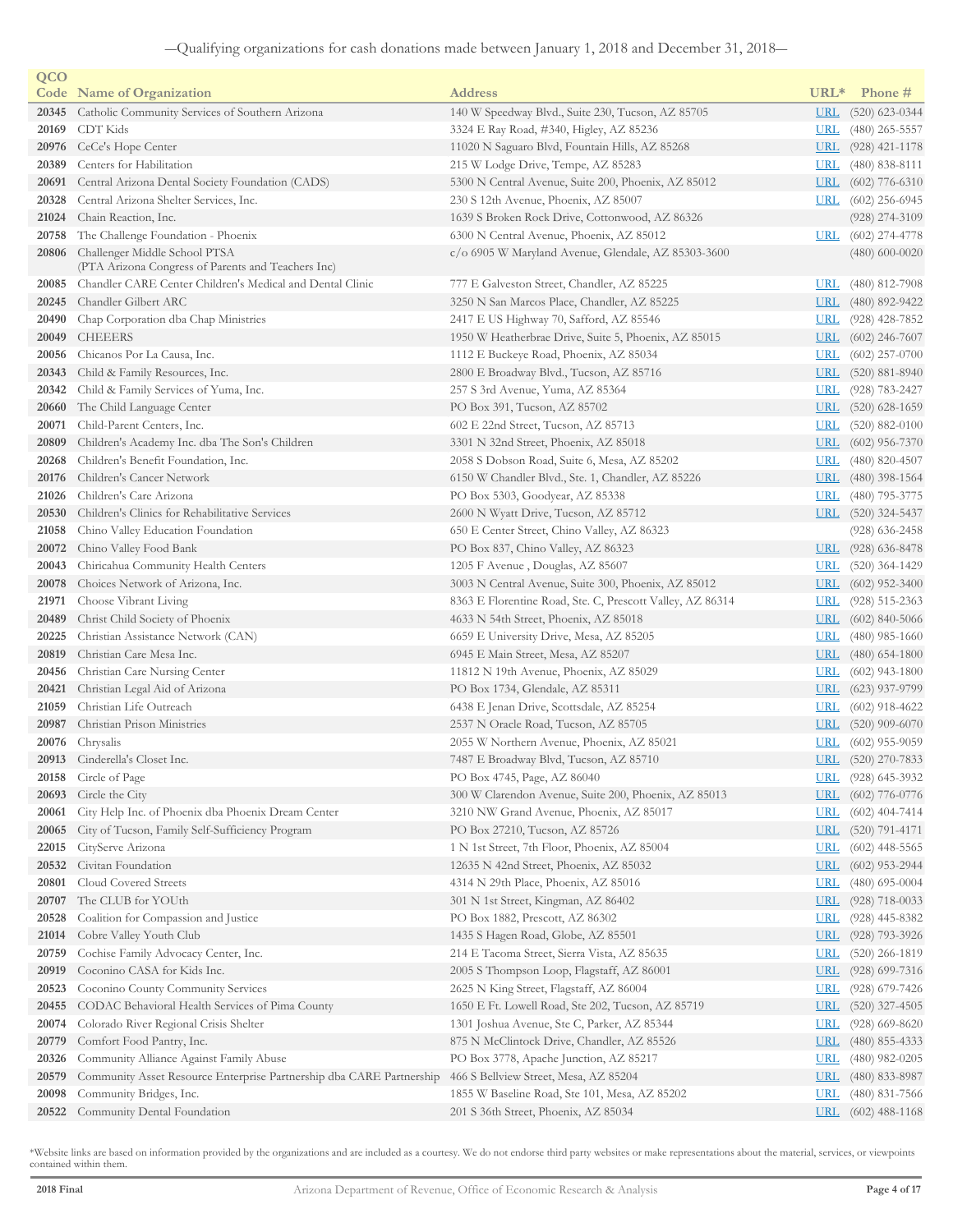—Qualifying organizations for cash donations made between January 1, 2018 and December 31, 2018—

| QCO Code | Name of Organization | Address | URL* | Phone # |
|---|---|---|---|---|
| 20345 | Catholic Community Services of Southern Arizona | 140 W Speedway Blvd., Suite 230, Tucson, AZ 85705 | URL | (520) 623-0344 |
| 20169 | CDT Kids | 3324 E Ray Road, #340, Higley, AZ 85236 | URL | (480) 265-5557 |
| 20976 | CeCe's Hope Center | 11020 N Saguaro Blvd, Fountain Hills, AZ 85268 | URL | (928) 421-1178 |
| 20389 | Centers for Habilitation | 215 W Lodge Drive, Tempe, AZ 85283 | URL | (480) 838-8111 |
| 20691 | Central Arizona Dental Society Foundation (CADS) | 5300 N Central Avenue, Suite 200, Phoenix, AZ 85012 | URL | (602) 776-6310 |
| 20328 | Central Arizona Shelter Services, Inc. | 230 S 12th Avenue, Phoenix, AZ 85007 | URL | (602) 256-6945 |
| 21024 | Chain Reaction, Inc. | 1639 S Broken Rock Drive, Cottonwood, AZ 86326 | | (928) 274-3109 |
| 20758 | The Challenge Foundation - Phoenix | 6300 N Central Avenue, Phoenix, AZ 85012 | URL | (602) 274-4778 |
| 20806 | Challenger Middle School PTSA (PTA Arizona Congress of Parents and Teachers Inc) | c/o 6905 W Maryland Avenue, Glendale, AZ 85303-3600 | | (480) 600-0020 |
| 20085 | Chandler CARE Center Children's Medical and Dental Clinic | 777 E Galveston Street, Chandler, AZ 85225 | URL | (480) 812-7908 |
| 20245 | Chandler Gilbert ARC | 3250 N San Marcos Place, Chandler, AZ 85225 | URL | (480) 892-9422 |
| 20490 | Chap Corporation dba Chap Ministries | 2417 E US Highway 70, Safford, AZ 85546 | URL | (928) 428-7852 |
| 20049 | CHEEERS | 1950 W Heatherbrae Drive, Suite 5, Phoenix, AZ 85015 | URL | (602) 246-7607 |
| 20056 | Chicanos Por La Causa, Inc. | 1112 E Buckeye Road, Phoenix, AZ 85034 | URL | (602) 257-0700 |
| 20343 | Child & Family Resources, Inc. | 2800 E Broadway Blvd., Tucson, AZ 85716 | URL | (520) 881-8940 |
| 20342 | Child & Family Services of Yuma, Inc. | 257 S 3rd Avenue, Yuma, AZ 85364 | URL | (928) 783-2427 |
| 20660 | The Child Language Center | PO Box 391, Tucson, AZ 85702 | URL | (520) 628-1659 |
| 20071 | Child-Parent Centers, Inc. | 602 E 22nd Street, Tucson, AZ 85713 | URL | (520) 882-0100 |
| 20809 | Children's Academy Inc. dba The Son's Children | 3301 N 32nd Street, Phoenix, AZ 85018 | URL | (602) 956-7370 |
| 20268 | Children's Benefit Foundation, Inc. | 2058 S Dobson Road, Suite 6, Mesa, AZ 85202 | URL | (480) 820-4507 |
| 20176 | Children's Cancer Network | 6150 W Chandler Blvd., Ste. 1, Chandler, AZ 85226 | URL | (480) 398-1564 |
| 21026 | Children's Care Arizona | PO Box 5303, Goodyear, AZ 85338 | URL | (480) 795-3775 |
| 20530 | Children's Clinics for Rehabilitative Services | 2600 N Wyatt Drive, Tucson, AZ 85712 | URL | (520) 324-5437 |
| 21058 | Chino Valley Education Foundation | 650 E Center Street, Chino Valley, AZ 86323 | | (928) 636-2458 |
| 20072 | Chino Valley Food Bank | PO Box 837, Chino Valley, AZ 86323 | URL | (928) 636-8478 |
| 20043 | Chiricahua Community Health Centers | 1205 F Avenue , Douglas, AZ 85607 | URL | (520) 364-1429 |
| 20078 | Choices Network of Arizona, Inc. | 3003 N Central Avenue, Suite 300, Phoenix, AZ 85012 | URL | (602) 952-3400 |
| 21971 | Choose Vibrant Living | 8363 E Florentine Road, Ste. C, Prescott Valley, AZ 86314 | URL | (928) 515-2363 |
| 20489 | Christ Child Society of Phoenix | 4633 N 54th Street, Phoenix, AZ 85018 | URL | (602) 840-5066 |
| 20225 | Christian Assistance Network (CAN) | 6659 E University Drive, Mesa, AZ 85205 | URL | (480) 985-1660 |
| 20819 | Christian Care Mesa Inc. | 6945 E Main Street, Mesa, AZ 85207 | URL | (480) 654-1800 |
| 20456 | Christian Care Nursing Center | 11812 N 19th Avenue, Phoenix, AZ 85029 | URL | (602) 943-1800 |
| 20421 | Christian Legal Aid of Arizona | PO Box 1734, Glendale, AZ 85311 | URL | (623) 937-9799 |
| 21059 | Christian Life Outreach | 6438 E Jenan Drive, Scottsdale, AZ 85254 | URL | (602) 918-4622 |
| 20987 | Christian Prison Ministries | 2537 N Oracle Road, Tucson, AZ 85705 | URL | (520) 909-6070 |
| 20076 | Chrysalis | 2055 W Northern Avenue, Phoenix, AZ 85021 | URL | (602) 955-9059 |
| 20913 | Cinderella's Closet Inc. | 7487 E Broadway Blvd, Tucson, AZ 85710 | URL | (520) 270-7833 |
| 20158 | Circle of Page | PO Box 4745, Page, AZ 86040 | URL | (928) 645-3932 |
| 20693 | Circle the City | 300 W Clarendon Avenue, Suite 200, Phoenix, AZ 85013 | URL | (602) 776-0776 |
| 20061 | City Help Inc. of Phoenix dba Phoenix Dream Center | 3210 NW Grand Avenue, Phoenix, AZ 85017 | URL | (602) 404-7414 |
| 20065 | City of Tucson, Family Self-Sufficiency Program | PO Box 27210, Tucson, AZ 85726 | URL | (520) 791-4171 |
| 22015 | CityServe Arizona | 1 N 1st Street, 7th Floor, Phoenix, AZ 85004 | URL | (602) 448-5565 |
| 20532 | Civitan Foundation | 12635 N 42nd Street, Phoenix, AZ 85032 | URL | (602) 953-2944 |
| 20801 | Cloud Covered Streets | 4314 N 29th Place, Phoenix, AZ 85016 | URL | (480) 695-0004 |
| 20707 | The CLUB for YOUth | 301 N 1st Street, Kingman, AZ 86402 | URL | (928) 718-0033 |
| 20528 | Coalition for Compassion and Justice | PO Box 1882, Prescott, AZ 86302 | URL | (928) 445-8382 |
| 21014 | Cobre Valley Youth Club | 1435 S Hagen Road, Globe, AZ 85501 | URL | (928) 793-3926 |
| 20759 | Cochise Family Advocacy Center, Inc. | 214 E Tacoma Street, Sierra Vista, AZ 85635 | URL | (520) 266-1819 |
| 20919 | Coconino CASA for Kids Inc. | 2005 S Thompson Loop, Flagstaff, AZ 86001 | URL | (928) 699-7316 |
| 20523 | Coconino County Community Services | 2625 N King Street, Flagstaff, AZ 86004 | URL | (928) 679-7426 |
| 20455 | CODAC Behavioral Health Services of Pima County | 1650 E Ft. Lowell Road, Ste 202, Tucson, AZ 85719 | URL | (520) 327-4505 |
| 20074 | Colorado River Regional Crisis Shelter | 1301 Joshua Avenue, Ste C, Parker, AZ 85344 | URL | (928) 669-8620 |
| 20779 | Comfort Food Pantry, Inc. | 875 N McClintock Drive, Chandler, AZ 85526 | URL | (480) 855-4333 |
| 20326 | Community Alliance Against Family Abuse | PO Box 3778, Apache Junction, AZ 85217 | URL | (480) 982-0205 |
| 20579 | Community Asset Resource Enterprise Partnership dba CARE Partnership | 466 S Bellview Street, Mesa, AZ 85204 | URL | (480) 833-8987 |
| 20098 | Community Bridges, Inc. | 1855 W Baseline Road, Ste 101, Mesa, AZ 85202 | URL | (480) 831-7566 |
| 20522 | Community Dental Foundation | 201 S 36th Street, Phoenix, AZ 85034 | URL | (602) 488-1168 |

*Website links are based on information provided by the organizations and are included as a courtesy. We do not endorse third party websites or make representations about the material, services, or viewpoints contained within them.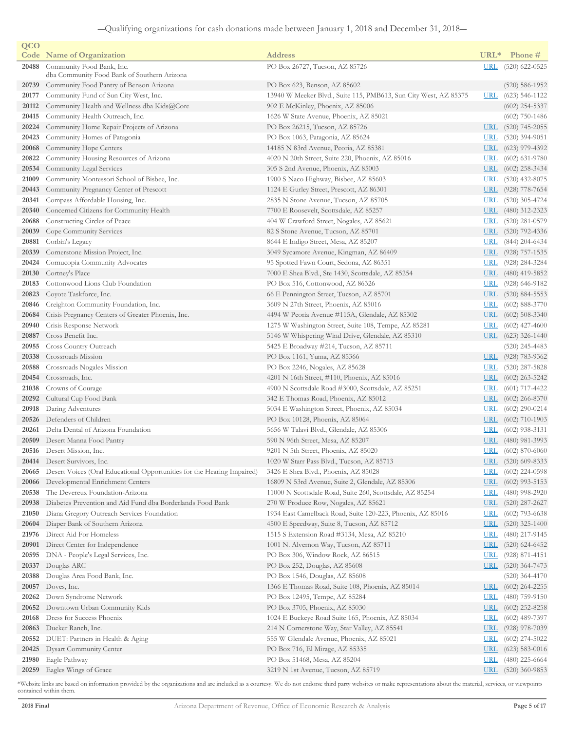—Qualifying organizations for cash donations made between January 1, 2018 and December 31, 2018—

| QCO Code | Name of Organization | Address | URL* | Phone # |
|---|---|---|---|---|
| 20488 | Community Food Bank, Inc. dba Community Food Bank of Southern Arizona | PO Box 26727, Tucson, AZ 85726 | URL | (520) 622-0525 |
| 20739 | Community Food Pantry of Benson Arizona | PO Box 623, Benson, AZ 85602 | | (520) 586-1952 |
| 20177 | Community Fund of Sun City West, Inc. | 13940 W Meeker Blvd., Suite 115, PMB613, Sun City West, AZ 85375 | URL | (623) 546-1122 |
| 20112 | Community Health and Wellness dba Kids@Core | 902 E McKinley, Phoenix, AZ 85006 | | (602) 254-5337 |
| 20415 | Community Health Outreach, Inc. | 1626 W State Avenue, Phoenix, AZ 85021 | | (602) 750-1486 |
| 20224 | Community Home Repair Projects of Arizona | PO Box 26215, Tucson, AZ 85726 | URL | (520) 745-2055 |
| 20423 | Community Homes of Patagonia | PO Box 1063, Patagonia, AZ 85624 | URL | (520) 394-9051 |
| 20068 | Community Hope Centers | 14185 N 83rd Avenue, Peoria, AZ 85381 | URL | (623) 979-4392 |
| 20822 | Community Housing Resources of Arizona | 4020 N 20th Street, Suite 220, Phoenix, AZ 85016 | URL | (602) 631-9780 |
| 20534 | Community Legal Services | 305 S 2nd Avenue, Phoenix, AZ 85003 | URL | (602) 258-3434 |
| 21009 | Community Montessori School of Bisbee, Inc. | 1900 S Naco Highway, Bisbee, AZ 85603 | URL | (520) 432-8075 |
| 20443 | Community Pregnancy Center of Prescott | 1124 E Gurley Street, Prescott, AZ 86301 | URL | (928) 778-7654 |
| 20341 | Compass Affordable Housing, Inc. | 2835 N Stone Avenue, Tucson, AZ 85705 | URL | (520) 305-4724 |
| 20340 | Concerned Citizens for Community Health | 7700 E Roosevelt, Scottsdale, AZ 85257 | URL | (480) 312-2323 |
| 20688 | Constructing Circles of Peace | 404 W Crawford Street, Nogales, AZ 85621 | URL | (520) 281-0579 |
| 20039 | Cope Community Services | 82 S Stone Avenue, Tucson, AZ 85701 | URL | (520) 792-4336 |
| 20881 | Corbin's Legacy | 8644 E Indigo Street, Mesa, AZ 85207 | URL | (844) 204-6434 |
| 20339 | Cornerstone Mission Project, Inc. | 3049 Sycamore Avenue, Kingman, AZ 86409 | URL | (928) 757-1535 |
| 20424 | Cornucopia Community Advocates | 95 Spotted Fawn Court, Sedona, AZ 86351 | URL | (928) 284-3284 |
| 20130 | Cortney's Place | 7000 E Shea Blvd., Ste 1430, Scottsdale, AZ 85254 | URL | (480) 419-5852 |
| 20183 | Cottonwood Lions Club Foundation | PO Box 516, Cottonwood, AZ 86326 | URL | (928) 646-9182 |
| 20823 | Coyote Taskforce, Inc. | 66 E Pennington Street, Tucson, AZ 85701 | URL | (520) 884-5553 |
| 20846 | Creighton Community Foundation, Inc. | 3609 N 27th Street, Phoenix, AZ 85016 | URL | (602) 888-3770 |
| 20684 | Crisis Pregnancy Centers of Greater Phoenix, Inc. | 4494 W Peoria Avenue #115A, Glendale, AZ 85302 | URL | (602) 508-3340 |
| 20940 | Crisis Response Network | 1275 W Washington Street, Suite 108, Tempe, AZ 85281 | URL | (602) 427-4600 |
| 20887 | Cross Benefit Inc. | 5146 W Whispering Wind Drive, Glendale, AZ 85310 | URL | (623) 326-1440 |
| 20955 | Cross Country Outreach | 5425 E Broadway #214, Tucson, AZ 85711 | | (520) 245-4483 |
| 20338 | Crossroads Mission | PO Box 1161, Yuma, AZ 85366 | URL | (928) 783-9362 |
| 20588 | Crossroads Nogales Mission | PO Box 2246, Nogales, AZ 85628 | URL | (520) 287-5828 |
| 20454 | Crossroads, Inc. | 4201 N 16th Street, #110, Phoenix, AZ 85016 | URL | (602) 263-5242 |
| 21038 | Crowns of Courage | 4900 N Scottsdale Road #3000, Scottsdale, AZ 85251 | URL | (601) 717-4422 |
| 20292 | Cultural Cup Food Bank | 342 E Thomas Road, Phoenix, AZ 85012 | URL | (602) 266-8370 |
| 20918 | Daring Adventures | 5034 E Washington Street, Phoenix, AZ 85034 | URL | (602) 290-0214 |
| 20526 | Defenders of Children | PO Box 10128, Phoenix, AZ 85064 | URL | (602) 710-1903 |
| 20261 | Delta Dental of Arizona Foundation | 5656 W Talavi Blvd., Glendale, AZ 85306 | URL | (602) 938-3131 |
| 20509 | Desert Manna Food Pantry | 590 N 96th Street, Mesa, AZ 85207 | URL | (480) 981-3993 |
| 20516 | Desert Mission, Inc. | 9201 N 5th Street, Phoenix, AZ 85020 | URL | (602) 870-6060 |
| 20414 | Desert Survivors, Inc. | 1020 W Starr Pass Blvd., Tucson, AZ 85713 | URL | (520) 609-8333 |
| 20665 | Desert Voices (Oral Educational Opportunities for the Hearing Impaired) | 3426 E Shea Blvd., Phoenix, AZ 85028 | URL | (602) 224-0598 |
| 20066 | Developmental Enrichment Centers | 16809 N 53rd Avenue, Suite 2, Glendale, AZ 85306 | URL | (602) 993-5153 |
| 20538 | The Devereux Foundation-Arizona | 11000 N Scottsdale Road, Suite 260, Scottsdale, AZ 85254 | URL | (480) 998-2920 |
| 20938 | Diabetes Prevention and Aid Fund dba Borderlands Food Bank | 270 W Produce Row, Nogales, AZ 85621 | URL | (520) 287-2627 |
| 21050 | Diana Gregory Outreach Services Foundation | 1934 East Camelback Road, Suite 120-223, Phoenix, AZ 85016 | URL | (602) 793-6638 |
| 20604 | Diaper Bank of Southern Arizona | 4500 E Speedway, Suite 8, Tucson, AZ 85712 | URL | (520) 325-1400 |
| 21976 | Direct Aid For Homeless | 1515 S Extension Road #3134, Mesa, AZ 85210 | URL | (480) 217-9145 |
| 20901 | Direct Center for Independence | 1001 N. Alvernon Way, Tucson, AZ 85711 | URL | (520) 624-6452 |
| 20595 | DNA - People's Legal Services, Inc. | PO Box 306, Window Rock, AZ 86515 | URL | (928) 871-4151 |
| 20337 | Douglas ARC | PO Box 252, Douglas, AZ 85608 | URL | (520) 364-7473 |
| 20388 | Douglas Area Food Bank, Inc. | PO Box 1546, Douglas, AZ 85608 | | (520) 364-4170 |
| 20057 | Doves, Inc. | 1366 E Thomas Road, Suite 108, Phoenix, AZ 85014 | URL | (602) 264-2255 |
| 20262 | Down Syndrome Network | PO Box 12495, Tempe, AZ 85284 | URL | (480) 759-9150 |
| 20652 | Downtown Urban Community Kids | PO Box 3705, Phoenix, AZ 85030 | URL | (602) 252-8258 |
| 20168 | Dress for Success Phoenix | 1024 E Buckeye Road Suite 165, Phoenix, AZ 85034 | URL | (602) 489-7397 |
| 20863 | Dueker Ranch, Inc. | 214 N Cornerstone Way, Star Valley, AZ 85541 | URL | (928) 978-7039 |
| 20552 | DUET: Partners in Health & Aging | 555 W Glendale Avenue, Phoenix, AZ 85021 | URL | (602) 274-5022 |
| 20425 | Dysart Community Center | PO Box 716, El Mirage, AZ 85335 | URL | (623) 583-0016 |
| 21980 | Eagle Pathway | PO Box 51468, Mesa, AZ 85204 | URL | (480) 225-6664 |
| 20259 | Eagles Wings of Grace | 3219 N 1st Avenue, Tucson, AZ 85719 | URL | (520) 360-9853 |

*Website links are based on information provided by the organizations and are included as a courtesy. We do not endorse third party websites or make representations about the material, services, or viewpoints contained within them.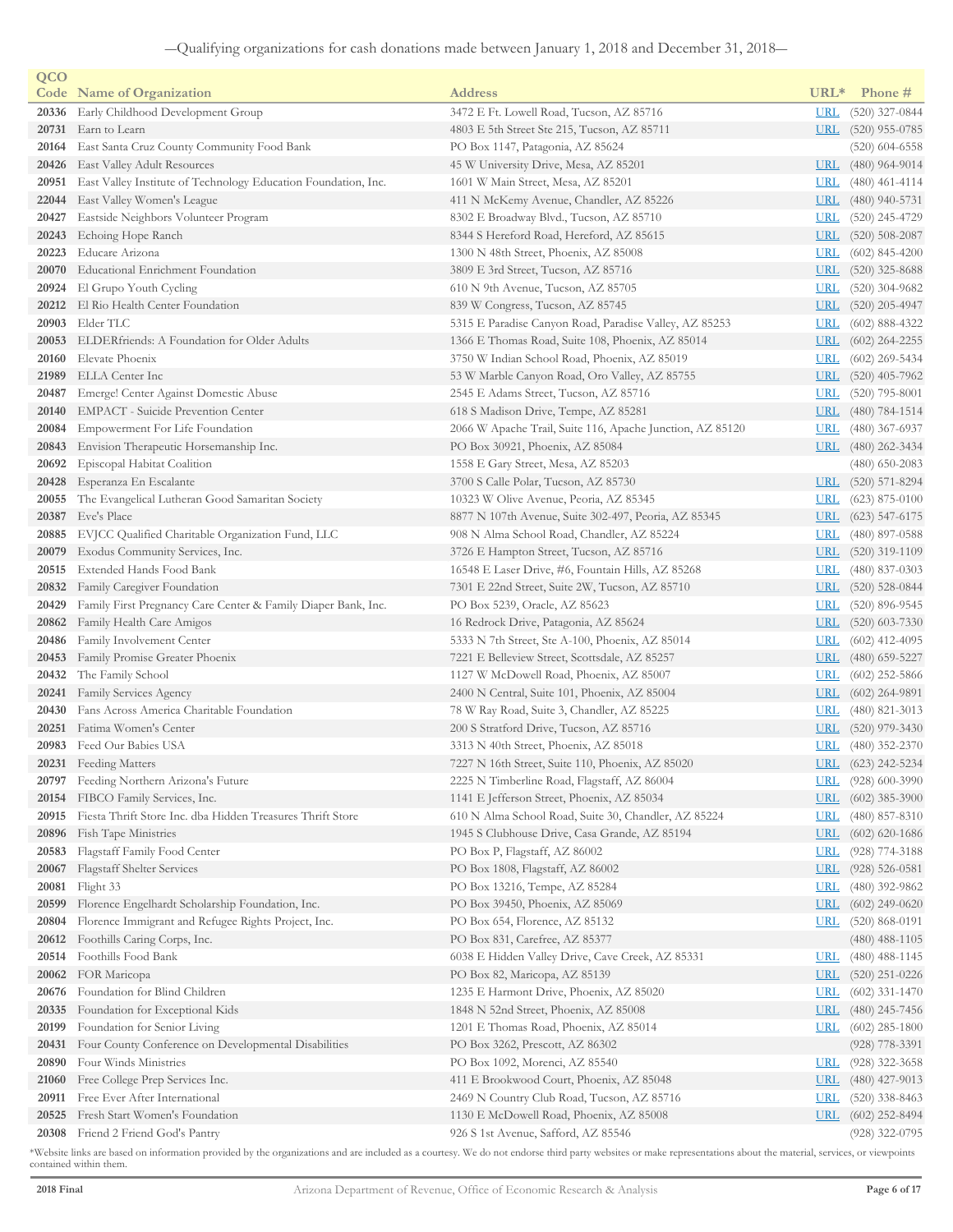—Qualifying organizations for cash donations made between January 1, 2018 and December 31, 2018—

| QCO Code | Name of Organization | Address | URL* | Phone # |
|---|---|---|---|---|
| 20336 | Early Childhood Development Group | 3472 E Ft. Lowell Road, Tucson, AZ 85716 | URL | (520) 327-0844 |
| 20731 | Earn to Learn | 4803 E 5th Street Ste 215, Tucson, AZ 85711 | URL | (520) 955-0785 |
| 20164 | East Santa Cruz County Community Food Bank | PO Box 1147, Patagonia, AZ 85624 | | (520) 604-6558 |
| 20426 | East Valley Adult Resources | 45 W University Drive, Mesa, AZ 85201 | URL | (480) 964-9014 |
| 20951 | East Valley Institute of Technology Education Foundation, Inc. | 1601 W Main Street, Mesa, AZ 85201 | URL | (480) 461-4114 |
| 22044 | East Valley Women's League | 411 N McKemy Avenue, Chandler, AZ 85226 | URL | (480) 940-5731 |
| 20427 | Eastside Neighbors Volunteer Program | 8302 E Broadway Blvd., Tucson, AZ 85710 | URL | (520) 245-4729 |
| 20243 | Echoing Hope Ranch | 8344 S Hereford Road, Hereford, AZ 85615 | URL | (520) 508-2087 |
| 20223 | Educare Arizona | 1300 N 48th Street, Phoenix, AZ 85008 | URL | (602) 845-4200 |
| 20070 | Educational Enrichment Foundation | 3809 E 3rd Street, Tucson, AZ 85716 | URL | (520) 325-8688 |
| 20924 | El Grupo Youth Cycling | 610 N 9th Avenue, Tucson, AZ 85705 | URL | (520) 304-9682 |
| 20212 | El Rio Health Center Foundation | 839 W Congress, Tucson, AZ 85745 | URL | (520) 205-4947 |
| 20903 | Elder TLC | 5315 E Paradise Canyon Road, Paradise Valley, AZ 85253 | URL | (602) 888-4322 |
| 20053 | ELDERfriends: A Foundation for Older Adults | 1366 E Thomas Road, Suite 108, Phoenix, AZ 85014 | URL | (602) 264-2255 |
| 20160 | Elevate Phoenix | 3750 W Indian School Road, Phoenix, AZ 85019 | URL | (602) 269-5434 |
| 21989 | ELLA Center Inc | 53 W Marble Canyon Road, Oro Valley, AZ 85755 | URL | (520) 405-7962 |
| 20487 | Emerge! Center Against Domestic Abuse | 2545 E Adams Street, Tucson, AZ 85716 | URL | (520) 795-8001 |
| 20140 | EMPACT - Suicide Prevention Center | 618 S Madison Drive, Tempe, AZ 85281 | URL | (480) 784-1514 |
| 20084 | Empowerment For Life Foundation | 2066 W Apache Trail, Suite 116, Apache Junction, AZ 85120 | URL | (480) 367-6937 |
| 20843 | Envision Therapeutic Horsemanship Inc. | PO Box 30921, Phoenix, AZ 85084 | URL | (480) 262-3434 |
| 20692 | Episcopal Habitat Coalition | 1558 E Gary Street, Mesa, AZ 85203 | | (480) 650-2083 |
| 20428 | Esperanza En Escalante | 3700 S Calle Polar, Tucson, AZ 85730 | URL | (520) 571-8294 |
| 20055 | The Evangelical Lutheran Good Samaritan Society | 10323 W Olive Avenue, Peoria, AZ 85345 | URL | (623) 875-0100 |
| 20387 | Eve's Place | 8877 N 107th Avenue, Suite 302-497, Peoria, AZ 85345 | URL | (623) 547-6175 |
| 20885 | EVJCC Qualified Charitable Organization Fund, LLC | 908 N Alma School Road, Chandler, AZ 85224 | URL | (480) 897-0588 |
| 20079 | Exodus Community Services, Inc. | 3726 E Hampton Street, Tucson, AZ 85716 | URL | (520) 319-1109 |
| 20515 | Extended Hands Food Bank | 16548 E Laser Drive, #6, Fountain Hills, AZ 85268 | URL | (480) 837-0303 |
| 20832 | Family Caregiver Foundation | 7301 E 22nd Street, Suite 2W, Tucson, AZ 85710 | URL | (520) 528-0844 |
| 20429 | Family First Pregnancy Care Center & Family Diaper Bank, Inc. | PO Box 5239, Oracle, AZ 85623 | URL | (520) 896-9545 |
| 20862 | Family Health Care Amigos | 16 Redrock Drive, Patagonia, AZ 85624 | URL | (520) 603-7330 |
| 20486 | Family Involvement Center | 5333 N 7th Street, Ste A-100, Phoenix, AZ 85014 | URL | (602) 412-4095 |
| 20453 | Family Promise Greater Phoenix | 7221 E Belleview Street, Scottsdale, AZ 85257 | URL | (480) 659-5227 |
| 20432 | The Family School | 1127 W McDowell Road, Phoenix, AZ 85007 | URL | (602) 252-5866 |
| 20241 | Family Services Agency | 2400 N Central, Suite 101, Phoenix, AZ 85004 | URL | (602) 264-9891 |
| 20430 | Fans Across America Charitable Foundation | 78 W Ray Road, Suite 3, Chandler, AZ 85225 | URL | (480) 821-3013 |
| 20251 | Fatima Women's Center | 200 S Stratford Drive, Tucson, AZ 85716 | URL | (520) 979-3430 |
| 20983 | Feed Our Babies USA | 3313 N 40th Street, Phoenix, AZ 85018 | URL | (480) 352-2370 |
| 20231 | Feeding Matters | 7227 N 16th Street, Suite 110, Phoenix, AZ 85020 | URL | (623) 242-5234 |
| 20797 | Feeding Northern Arizona's Future | 2225 N Timberline Road, Flagstaff, AZ 86004 | URL | (928) 600-3990 |
| 20154 | FIBCO Family Services, Inc. | 1141 E Jefferson Street, Phoenix, AZ 85034 | URL | (602) 385-3900 |
| 20915 | Fiesta Thrift Store Inc. dba Hidden Treasures Thrift Store | 610 N Alma School Road, Suite 30, Chandler, AZ 85224 | URL | (480) 857-8310 |
| 20896 | Fish Tape Ministries | 1945 S Clubhouse Drive, Casa Grande, AZ 85194 | URL | (602) 620-1686 |
| 20583 | Flagstaff Family Food Center | PO Box P, Flagstaff, AZ 86002 | URL | (928) 774-3188 |
| 20067 | Flagstaff Shelter Services | PO Box 1808, Flagstaff, AZ 86002 | URL | (928) 526-0581 |
| 20081 | Flight 33 | PO Box 13216, Tempe, AZ 85284 | URL | (480) 392-9862 |
| 20599 | Florence Engelhardt Scholarship Foundation, Inc. | PO Box 39450, Phoenix, AZ 85069 | URL | (602) 249-0620 |
| 20804 | Florence Immigrant and Refugee Rights Project, Inc. | PO Box 654, Florence, AZ 85132 | URL | (520) 868-0191 |
| 20612 | Foothills Caring Corps, Inc. | PO Box 831, Carefree, AZ 85377 | | (480) 488-1105 |
| 20514 | Foothills Food Bank | 6038 E Hidden Valley Drive, Cave Creek, AZ 85331 | URL | (480) 488-1145 |
| 20062 | FOR Maricopa | PO Box 82, Maricopa, AZ 85139 | URL | (520) 251-0226 |
| 20676 | Foundation for Blind Children | 1235 E Harmont Drive, Phoenix, AZ 85020 | URL | (602) 331-1470 |
| 20335 | Foundation for Exceptional Kids | 1848 N 52nd Street, Phoenix, AZ 85008 | URL | (480) 245-7456 |
| 20199 | Foundation for Senior Living | 1201 E Thomas Road, Phoenix, AZ 85014 | URL | (602) 285-1800 |
| 20431 | Four County Conference on Developmental Disabilities | PO Box 3262, Prescott, AZ 86302 | | (928) 778-3391 |
| 20890 | Four Winds Ministries | PO Box 1092, Morenci, AZ 85540 | URL | (928) 322-3658 |
| 21060 | Free College Prep Services Inc. | 411 E Brookwood Court, Phoenix, AZ 85048 | URL | (480) 427-9013 |
| 20911 | Free Ever After International | 2469 N Country Club Road, Tucson, AZ 85716 | URL | (520) 338-8463 |
| 20525 | Fresh Start Women's Foundation | 1130 E McDowell Road, Phoenix, AZ 85008 | URL | (602) 252-8494 |
| 20308 | Friend 2 Friend God's Pantry | 926 S 1st Avenue, Safford, AZ 85546 | | (928) 322-0795 |

*Website links are based on information provided by the organizations and are included as a courtesy. We do not endorse third party websites or make representations about the material, services, or viewpoints contained within them.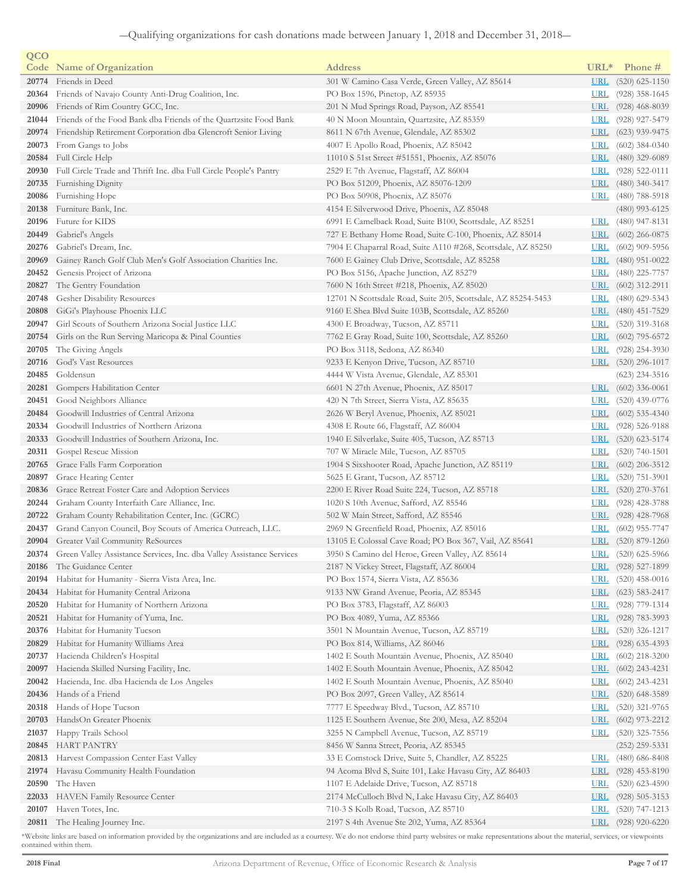—Qualifying organizations for cash donations made between January 1, 2018 and December 31, 2018—

| QCO Code | Name of Organization | Address | URL* | Phone # |
|---|---|---|---|---|
| 20774 | Friends in Deed | 301 W Camino Casa Verde, Green Valley, AZ 85614 | URL | (520) 625-1150 |
| 20364 | Friends of Navajo County Anti-Drug Coalition, Inc. | PO Box 1596, Pinetop, AZ 85935 | URL | (928) 358-1645 |
| 20906 | Friends of Rim Country GCC, Inc. | 201 N Mud Springs Road, Payson, AZ 85541 | URL | (928) 468-8039 |
| 21044 | Friends of the Food Bank dba Friends of the Quartzsite Food Bank | 40 N Moon Mountain, Quartzsite, AZ 85359 | URL | (928) 927-5479 |
| 20974 | Friendship Retirement Corporation dba Glencroft Senior Living | 8611 N 67th Avenue, Glendale, AZ 85302 | URL | (623) 939-9475 |
| 20073 | From Gangs to Jobs | 4007 E Apollo Road, Phoenix, AZ 85042 | URL | (602) 384-0340 |
| 20584 | Full Circle Help | 11010 S 51st Street #51551, Phoenix, AZ 85076 | URL | (480) 329-6089 |
| 20930 | Full Circle Trade and Thrift Inc. dba Full Circle People's Pantry | 2529 E 7th Avenue, Flagstaff, AZ 86004 | URL | (928) 522-0111 |
| 20735 | Furnishing Dignity | PO Box 51209, Phoenix, AZ 85076-1209 | URL | (480) 340-3417 |
| 20086 | Furnishing Hope | PO Box 50908, Phoenix, AZ 85076 | URL | (480) 788-5918 |
| 20138 | Furniture Bank, Inc. | 4154 E Silverwood Drive, Phoenix, AZ 85048 | | (480) 993-6125 |
| 20196 | Future for KIDS | 6991 E Camelback Road, Suite B100, Scottsdale, AZ 85251 | URL | (480) 947-8131 |
| 20449 | Gabriel's Angels | 727 E Bethany Home Road, Suite C-100, Phoenix, AZ 85014 | URL | (602) 266-0875 |
| 20276 | Gabriel's Dream, Inc. | 7904 E Chaparral Road, Suite A110 #268, Scottsdale, AZ 85250 | URL | (602) 909-5956 |
| 20969 | Gainey Ranch Golf Club Men's Golf Association Charities Inc. | 7600 E Gainey Club Drive, Scottsdale, AZ 85258 | URL | (480) 951-0022 |
| 20452 | Genesis Project of Arizona | PO Box 5156, Apache Junction, AZ 85279 | URL | (480) 225-7757 |
| 20827 | The Gentry Foundation | 7600 N 16th Street #218, Phoenix, AZ 85020 | URL | (602) 312-2911 |
| 20748 | Gesher Disability Resources | 12701 N Scottsdale Road, Suite 205, Scottsdale, AZ 85254-5453 | URL | (480) 629-5343 |
| 20808 | GiGi's Playhouse Phoenix LLC | 9160 E Shea Blvd Suite 103B, Scottsdale, AZ 85260 | URL | (480) 451-7529 |
| 20947 | Girl Scouts of Southern Arizona Social Justice LLC | 4300 E Broadway, Tucson, AZ 85711 | URL | (520) 319-3168 |
| 20754 | Girls on the Run Serving Maricopa & Pinal Counties | 7762 E Gray Road, Suite 100, Scottsdale, AZ 85260 | URL | (602) 795-6572 |
| 20705 | The Giving Angels | PO Box 3118, Sedona, AZ 86340 | URL | (928) 254-3930 |
| 20716 | God's Vast Resources | 9233 E Kenyon Drive, Tucson, AZ 85710 | URL | (520) 296-1017 |
| 20485 | Goldensun | 4444 W Vista Avenue, Glendale, AZ 85301 | | (623) 234-3516 |
| 20281 | Gompers Habilitation Center | 6601 N 27th Avenue, Phoenix, AZ 85017 | URL | (602) 336-0061 |
| 20451 | Good Neighbors Alliance | 420 N 7th Street, Sierra Vista, AZ 85635 | URL | (520) 439-0776 |
| 20484 | Goodwill Industries of Central Arizona | 2626 W Beryl Avenue, Phoenix, AZ 85021 | URL | (602) 535-4340 |
| 20334 | Goodwill Industries of Northern Arizona | 4308 E Route 66, Flagstaff, AZ 86004 | URL | (928) 526-9188 |
| 20333 | Goodwill Industries of Southern Arizona, Inc. | 1940 E Silverlake, Suite 405, Tucson, AZ 85713 | URL | (520) 623-5174 |
| 20311 | Gospel Rescue Mission | 707 W Miracle Mile, Tucson, AZ 85705 | URL | (520) 740-1501 |
| 20765 | Grace Falls Farm Corporation | 1904 S Sixshooter Road, Apache Junction, AZ 85119 | URL | (602) 206-3512 |
| 20897 | Grace Hearing Center | 5625 E Grant, Tucson, AZ 85712 | URL | (520) 751-3901 |
| 20836 | Grace Retreat Foster Care and Adoption Services | 2200 E River Road Suite 224, Tucson, AZ 85718 | URL | (520) 270-3761 |
| 20244 | Graham County Interfaith Care Alliance, Inc. | 1020 S 10th Avenue, Safford, AZ 85546 | URL | (928) 428-3788 |
| 20722 | Graham County Rehabilitation Center, Inc. (GCRC) | 502 W Main Street, Safford, AZ 85546 | URL | (928) 428-7968 |
| 20437 | Grand Canyon Council, Boy Scouts of America Outreach, LLC. | 2969 N Greenfield Road, Phoenix, AZ 85016 | URL | (602) 955-7747 |
| 20904 | Greater Vail Community ReSources | 13105 E Colossal Cave Road; PO Box 367, Vail, AZ 85641 | URL | (520) 879-1260 |
| 20374 | Green Valley Assistance Services, Inc. dba Valley Assistance Services | 3950 S Camino del Heroe, Green Valley, AZ 85614 | URL | (520) 625-5966 |
| 20186 | The Guidance Center | 2187 N Vickey Street, Flagstaff, AZ 86004 | URL | (928) 527-1899 |
| 20194 | Habitat for Humanity - Sierra Vista Area, Inc. | PO Box 1574, Sierra Vista, AZ 85636 | URL | (520) 458-0016 |
| 20434 | Habitat for Humanity Central Arizona | 9133 NW Grand Avenue, Peoria, AZ 85345 | URL | (623) 583-2417 |
| 20520 | Habitat for Humanity of Northern Arizona | PO Box 3783, Flagstaff, AZ 86003 | URL | (928) 779-1314 |
| 20521 | Habitat for Humanity of Yuma, Inc. | PO Box 4089, Yuma, AZ 85366 | URL | (928) 783-3993 |
| 20376 | Habitat for Humanity Tucson | 3501 N Mountain Avenue, Tucson, AZ 85719 | URL | (520) 326-1217 |
| 20829 | Habitat for Humanity Williams Area | PO Box 814, Williams, AZ 86046 | URL | (928) 635-4393 |
| 20737 | Hacienda Children's Hospital | 1402 E South Mountain Avenue, Phoenix, AZ 85040 | URL | (602) 218-3200 |
| 20097 | Hacienda Skilled Nursing Facility, Inc. | 1402 E South Mountain Avenue, Phoenix, AZ 85042 | URL | (602) 243-4231 |
| 20042 | Hacienda, Inc. dba Hacienda de Los Angeles | 1402 E South Mountain Avenue, Phoenix, AZ 85040 | URL | (602) 243-4231 |
| 20436 | Hands of a Friend | PO Box 2097, Green Valley, AZ 85614 | URL | (520) 648-3589 |
| 20318 | Hands of Hope Tucson | 7777 E Speedway Blvd., Tucson, AZ 85710 | URL | (520) 321-9765 |
| 20703 | HandsOn Greater Phoenix | 1125 E Southern Avenue, Ste 200, Mesa, AZ 85204 | URL | (602) 973-2212 |
| 21037 | Happy Trails School | 3255 N Campbell Avenue, Tucson, AZ 85719 | URL | (520) 325-7556 |
| 20845 | HART PANTRY | 8456 W Sanna Street, Peoria, AZ 85345 | | (252) 259-5331 |
| 20813 | Harvest Compassion Center East Valley | 33 E Comstock Drive, Suite 5, Chandler, AZ 85225 | URL | (480) 686-8408 |
| 21974 | Havasu Community Health Foundation | 94 Acoma Blvd S, Suite 101, Lake Havasu City, AZ 86403 | URL | (928) 453-8190 |
| 20590 | The Haven | 1107 E Adelaide Drive, Tucson, AZ 85718 | URL | (520) 623-4590 |
| 22033 | HAVEN Family Resource Center | 2174 McCulloch Blvd N, Lake Havasu City, AZ 86403 | URL | (928) 505-3153 |
| 20107 | Haven Totes, Inc. | 710-3 S Kolb Road, Tucson, AZ 85710 | URL | (520) 747-1213 |
| 20811 | The Healing Journey Inc. | 2197 S 4th Avenue Ste 202, Yuma, AZ 85364 | URL | (928) 920-6220 |

*Website links are based on information provided by the organizations and are included as a courtesy. We do not endorse third party websites or make representations about the material, services, or viewpoints contained within them.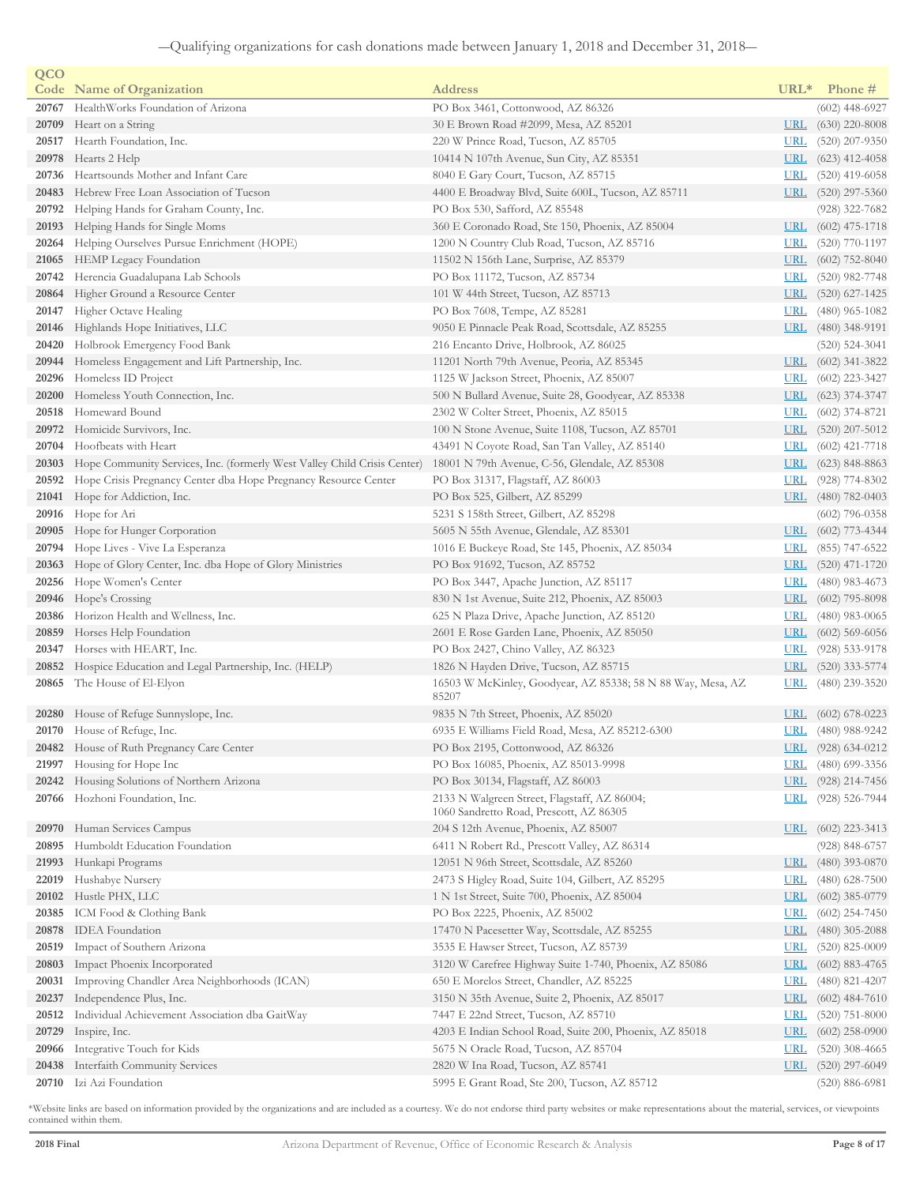—Qualifying organizations for cash donations made between January 1, 2018 and December 31, 2018—

| QCO Code | Name of Organization | Address | URL* | Phone # |
|---|---|---|---|---|
| 20767 | HealthWorks Foundation of Arizona | PO Box 3461, Cottonwood, AZ 86326 | | (602) 448-6927 |
| 20709 | Heart on a String | 30 E Brown Road #2099, Mesa, AZ 85201 | URL | (630) 220-8008 |
| 20517 | Hearth Foundation, Inc. | 220 W Prince Road, Tucson, AZ 85705 | URL | (520) 207-9350 |
| 20978 | Hearts 2 Help | 10414 N 107th Avenue, Sun City, AZ 85351 | URL | (623) 412-4058 |
| 20736 | Heartsounds Mother and Infant Care | 8040 E Gary Court, Tucson, AZ 85715 | URL | (520) 419-6058 |
| 20483 | Hebrew Free Loan Association of Tucson | 4400 E Broadway Blvd, Suite 600L, Tucson, AZ 85711 | URL | (520) 297-5360 |
| 20792 | Helping Hands for Graham County, Inc. | PO Box 530, Safford, AZ 85548 | | (928) 322-7682 |
| 20193 | Helping Hands for Single Moms | 360 E Coronado Road, Ste 150, Phoenix, AZ 85004 | URL | (602) 475-1718 |
| 20264 | Helping Ourselves Pursue Enrichment (HOPE) | 1200 N Country Club Road, Tucson, AZ 85716 | URL | (520) 770-1197 |
| 21065 | HEMP Legacy Foundation | 11502 N 156th Lane, Surprise, AZ 85379 | URL | (602) 752-8040 |
| 20742 | Herencia Guadalupana Lab Schools | PO Box 11172, Tucson, AZ 85734 | URL | (520) 982-7748 |
| 20864 | Higher Ground a Resource Center | 101 W 44th Street, Tucson, AZ 85713 | URL | (520) 627-1425 |
| 20147 | Higher Octave Healing | PO Box 7608, Tempe, AZ 85281 | URL | (480) 965-1082 |
| 20146 | Highlands Hope Initiatives, LLC | 9050 E Pinnacle Peak Road, Scottsdale, AZ 85255 | URL | (480) 348-9191 |
| 20420 | Holbrook Emergency Food Bank | 216 Encanto Drive, Holbrook, AZ 86025 | | (520) 524-3041 |
| 20944 | Homeless Engagement and Lift Partnership, Inc. | 11201 North 79th Avenue, Peoria, AZ 85345 | URL | (602) 341-3822 |
| 20296 | Homeless ID Project | 1125 W Jackson Street, Phoenix, AZ 85007 | URL | (602) 223-3427 |
| 20200 | Homeless Youth Connection, Inc. | 500 N Bullard Avenue, Suite 28, Goodyear, AZ 85338 | URL | (623) 374-3747 |
| 20518 | Homeward Bound | 2302 W Colter Street, Phoenix, AZ 85015 | URL | (602) 374-8721 |
| 20972 | Homicide Survivors, Inc. | 100 N Stone Avenue, Suite 1108, Tucson, AZ 85701 | URL | (520) 207-5012 |
| 20704 | Hoofbeats with Heart | 43491 N Coyote Road, San Tan Valley, AZ 85140 | URL | (602) 421-7718 |
| 20303 | Hope Community Services, Inc. (formerly West Valley Child Crisis Center) | 18001 N 79th Avenue, C-56, Glendale, AZ 85308 | URL | (623) 848-8863 |
| 20592 | Hope Crisis Pregnancy Center dba Hope Pregnancy Resource Center | PO Box 31317, Flagstaff, AZ 86003 | URL | (928) 774-8302 |
| 21041 | Hope for Addiction, Inc. | PO Box 525, Gilbert, AZ 85299 | URL | (480) 782-0403 |
| 20916 | Hope for Ari | 5231 S 158th Street, Gilbert, AZ 85298 | | (602) 796-0358 |
| 20905 | Hope for Hunger Corporation | 5605 N 55th Avenue, Glendale, AZ 85301 | URL | (602) 773-4344 |
| 20794 | Hope Lives - Vive La Esperanza | 1016 E Buckeye Road, Ste 145, Phoenix, AZ 85034 | URL | (855) 747-6522 |
| 20363 | Hope of Glory Center, Inc. dba Hope of Glory Ministries | PO Box 91692, Tucson, AZ 85752 | URL | (520) 471-1720 |
| 20256 | Hope Women's Center | PO Box 3447, Apache Junction, AZ 85117 | URL | (480) 983-4673 |
| 20946 | Hope's Crossing | 830 N 1st Avenue, Suite 212, Phoenix, AZ 85003 | URL | (602) 795-8098 |
| 20386 | Horizon Health and Wellness, Inc. | 625 N Plaza Drive, Apache Junction, AZ 85120 | URL | (480) 983-0065 |
| 20859 | Horses Help Foundation | 2601 E Rose Garden Lane, Phoenix, AZ 85050 | URL | (602) 569-6056 |
| 20347 | Horses with HEART, Inc. | PO Box 2427, Chino Valley, AZ 86323 | URL | (928) 533-9178 |
| 20852 | Hospice Education and Legal Partnership, Inc. (HELP) | 1826 N Hayden Drive, Tucson, AZ 85715 | URL | (520) 333-5774 |
| 20865 | The House of El-Elyon | 16503 W McKinley, Goodyear, AZ 85338; 58 N 88 Way, Mesa, AZ 85207 | URL | (480) 239-3520 |
| 20280 | House of Refuge Sunnyslope, Inc. | 9835 N 7th Street, Phoenix, AZ 85020 | URL | (602) 678-0223 |
| 20170 | House of Refuge, Inc. | 6935 E Williams Field Road, Mesa, AZ 85212-6300 | URL | (480) 988-9242 |
| 20482 | House of Ruth Pregnancy Care Center | PO Box 2195, Cottonwood, AZ 86326 | URL | (928) 634-0212 |
| 21997 | Housing for Hope Inc | PO Box 16085, Phoenix, AZ 85013-9998 | URL | (480) 699-3356 |
| 20242 | Housing Solutions of Northern Arizona | PO Box 30134, Flagstaff, AZ 86003 | URL | (928) 214-7456 |
| 20766 | Hozhoni Foundation, Inc. | 2133 N Walgreen Street, Flagstaff, AZ 86004; 1060 Sandretto Road, Prescott, AZ 86305 | URL | (928) 526-7944 |
| 20970 | Human Services Campus | 204 S 12th Avenue, Phoenix, AZ 85007 | URL | (602) 223-3413 |
| 20895 | Humboldt Education Foundation | 6411 N Robert Rd., Prescott Valley, AZ 86314 | | (928) 848-6757 |
| 21993 | Hunkapi Programs | 12051 N 96th Street, Scottsdale, AZ 85260 | URL | (480) 393-0870 |
| 22019 | Hushabye Nursery | 2473 S Higley Road, Suite 104, Gilbert, AZ 85295 | URL | (480) 628-7500 |
| 20102 | Hustle PHX, LLC | 1 N 1st Street, Suite 700, Phoenix, AZ 85004 | URL | (602) 385-0779 |
| 20385 | ICM Food & Clothing Bank | PO Box 2225, Phoenix, AZ 85002 | URL | (602) 254-7450 |
| 20878 | IDEA Foundation | 17470 N Pacesetter Way, Scottsdale, AZ 85255 | URL | (480) 305-2088 |
| 20519 | Impact of Southern Arizona | 3535 E Hawser Street, Tucson, AZ 85739 | URL | (520) 825-0009 |
| 20803 | Impact Phoenix Incorporated | 3120 W Carefree Highway Suite 1-740, Phoenix, AZ 85086 | URL | (602) 883-4765 |
| 20031 | Improving Chandler Area Neighborhoods (ICAN) | 650 E Morelos Street, Chandler, AZ 85225 | URL | (480) 821-4207 |
| 20237 | Independence Plus, Inc. | 3150 N 35th Avenue, Suite 2, Phoenix, AZ 85017 | URL | (602) 484-7610 |
| 20512 | Individual Achievement Association dba GaitWay | 7447 E 22nd Street, Tucson, AZ 85710 | URL | (520) 751-8000 |
| 20729 | Inspire, Inc. | 4203 E Indian School Road, Suite 200, Phoenix, AZ 85018 | URL | (602) 258-0900 |
| 20966 | Integrative Touch for Kids | 5675 N Oracle Road, Tucson, AZ 85704 | URL | (520) 308-4665 |
| 20438 | Interfaith Community Services | 2820 W Ina Road, Tucson, AZ 85741 | URL | (520) 297-6049 |
| 20710 | Izi Azi Foundation | 5995 E Grant Road, Ste 200, Tucson, AZ 85712 | | (520) 886-6981 |

*Website links are based on information provided by the organizations and are included as a courtesy. We do not endorse third party websites or make representations about the material, services, or viewpoints contained within them.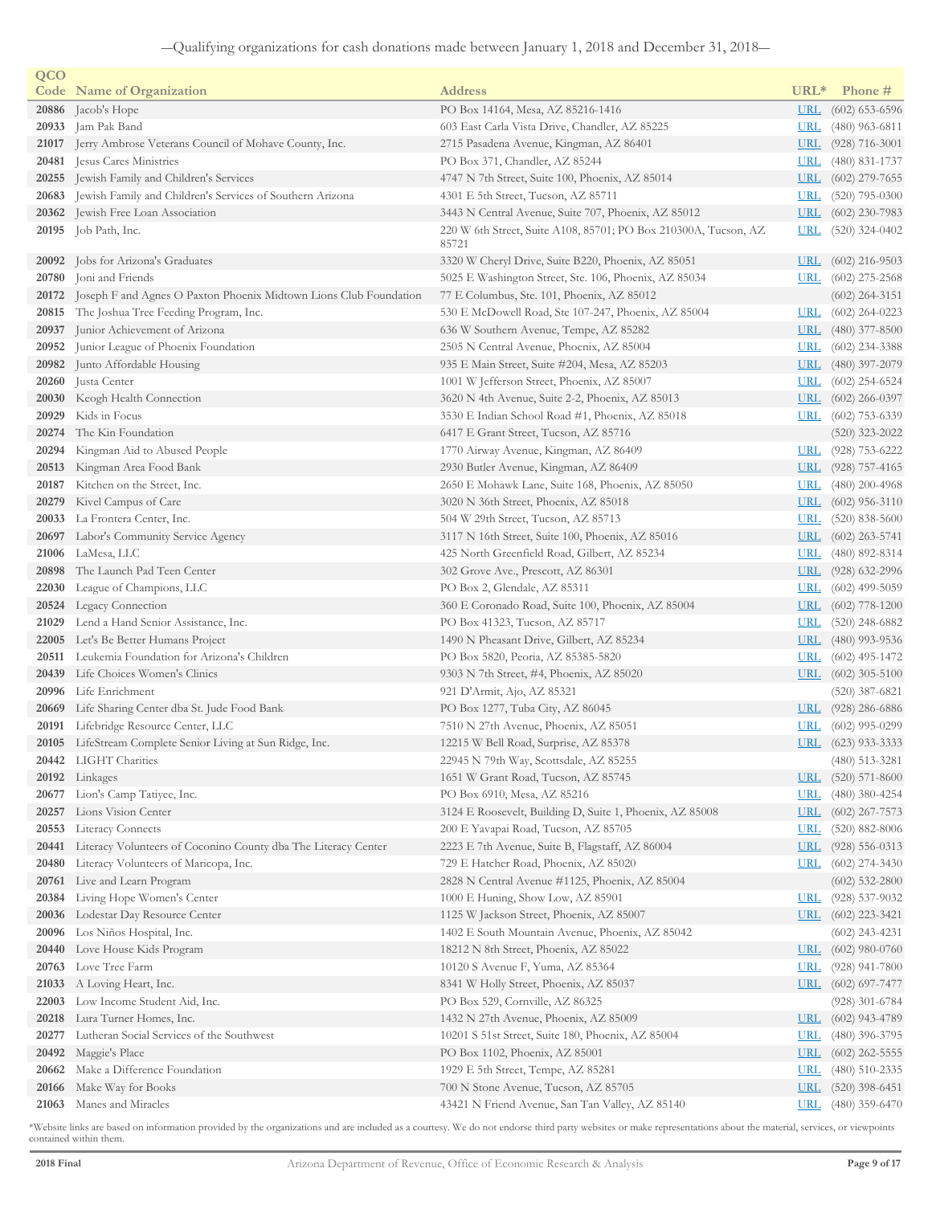—Qualifying organizations for cash donations made between January 1, 2018 and December 31, 2018—

| QCO Code | Name of Organization | Address | URL* | Phone # |
|---|---|---|---|---|
| 20886 | Jacob's Hope | PO Box 14164, Mesa, AZ 85216-1416 | URL | (602) 653-6596 |
| 20933 | Jam Pak Band | 603 East Carla Vista Drive, Chandler, AZ 85225 | URL | (480) 963-6811 |
| 21017 | Jerry Ambrose Veterans Council of Mohave County, Inc. | 2715 Pasadena Avenue, Kingman, AZ 86401 | URL | (928) 716-3001 |
| 20481 | Jesus Cares Ministries | PO Box 371, Chandler, AZ 85244 | URL | (480) 831-1737 |
| 20255 | Jewish Family and Children's Services | 4747 N 7th Street, Suite 100, Phoenix, AZ 85014 | URL | (602) 279-7655 |
| 20683 | Jewish Family and Children's Services of Southern Arizona | 4301 E 5th Street, Tucson, AZ 85711 | URL | (520) 795-0300 |
| 20362 | Jewish Free Loan Association | 3443 N Central Avenue, Suite 707, Phoenix, AZ 85012 | URL | (602) 230-7983 |
| 20195 | Job Path, Inc. | 220 W 6th Street, Suite A108, 85701; PO Box 210300A, Tucson, AZ 85721 | URL | (520) 324-0402 |
| 20092 | Jobs for Arizona's Graduates | 3320 W Cheryl Drive, Suite B220, Phoenix, AZ 85051 | URL | (602) 216-9503 |
| 20780 | Joni and Friends | 5025 E Washington Street, Ste. 106, Phoenix, AZ 85034 | URL | (602) 275-2568 |
| 20172 | Joseph F and Agnes O Paxton Phoenix Midtown Lions Club Foundation | 77 E Columbus, Ste. 101, Phoenix, AZ 85012 | | (602) 264-3151 |
| 20815 | The Joshua Tree Feeding Program, Inc. | 530 E McDowell Road, Ste 107-247, Phoenix, AZ 85004 | URL | (602) 264-0223 |
| 20937 | Junior Achievement of Arizona | 636 W Southern Avenue, Tempe, AZ 85282 | URL | (480) 377-8500 |
| 20952 | Junior League of Phoenix Foundation | 2505 N Central Avenue, Phoenix, AZ 85004 | URL | (602) 234-3388 |
| 20982 | Junto Affordable Housing | 935 E Main Street, Suite #204, Mesa, AZ 85203 | URL | (480) 397-2079 |
| 20260 | Justa Center | 1001 W Jefferson Street, Phoenix, AZ 85007 | URL | (602) 254-6524 |
| 20030 | Keogh Health Connection | 3620 N 4th Avenue, Suite 2-2, Phoenix, AZ 85013 | URL | (602) 266-0397 |
| 20929 | Kids in Focus | 3530 E Indian School Road #1, Phoenix, AZ 85018 | URL | (602) 753-6339 |
| 20274 | The Kin Foundation | 6417 E Grant Street, Tucson, AZ 85716 | | (520) 323-2022 |
| 20294 | Kingman Aid to Abused People | 1770 Airway Avenue, Kingman, AZ 86409 | URL | (928) 753-6222 |
| 20513 | Kingman Area Food Bank | 2930 Butler Avenue, Kingman, AZ 86409 | URL | (928) 757-4165 |
| 20187 | Kitchen on the Street, Inc. | 2650 E Mohawk Lane, Suite 168, Phoenix, AZ 85050 | URL | (480) 200-4968 |
| 20279 | Kivel Campus of Care | 3020 N 36th Street, Phoenix, AZ 85018 | URL | (602) 956-3110 |
| 20033 | La Frontera Center, Inc. | 504 W 29th Street, Tucson, AZ 85713 | URL | (520) 838-5600 |
| 20697 | Labor's Community Service Agency | 3117 N 16th Street, Suite 100, Phoenix, AZ 85016 | URL | (602) 263-5741 |
| 21006 | LaMesa, LLC | 425 North Greenfield Road, Gilbert, AZ 85234 | URL | (480) 892-8314 |
| 20898 | The Launch Pad Teen Center | 302 Grove Ave., Prescott, AZ 86301 | URL | (928) 632-2996 |
| 22030 | League of Champions, LLC | PO Box 2, Glendale, AZ 85311 | URL | (602) 499-5059 |
| 20524 | Legacy Connection | 360 E Coronado Road, Suite 100, Phoenix, AZ 85004 | URL | (602) 778-1200 |
| 21029 | Lend a Hand Senior Assistance, Inc. | PO Box 41323, Tucson, AZ 85717 | URL | (520) 248-6882 |
| 22005 | Let's Be Better Humans Project | 1490 N Pheasant Drive, Gilbert, AZ 85234 | URL | (480) 993-9536 |
| 20511 | Leukemia Foundation for Arizona's Children | PO Box 5820, Peoria, AZ 85385-5820 | URL | (602) 495-1472 |
| 20439 | Life Choices Women's Clinics | 9303 N 7th Street, #4, Phoenix, AZ 85020 | URL | (602) 305-5100 |
| 20996 | Life Enrichment | 921 D'Armit, Ajo, AZ 85321 | | (520) 387-6821 |
| 20669 | Life Sharing Center dba St. Jude Food Bank | PO Box 1277, Tuba City, AZ 86045 | URL | (928) 286-6886 |
| 20191 | Lifebridge Resource Center, LLC | 7510 N 27th Avenue, Phoenix, AZ 85051 | URL | (602) 995-0299 |
| 20105 | LifeStream Complete Senior Living at Sun Ridge, Inc. | 12215 W Bell Road, Surprise, AZ 85378 | URL | (623) 933-3333 |
| 20442 | LIGHT Charities | 22945 N 79th Way, Scottsdale, AZ 85255 | | (480) 513-3281 |
| 20192 | Linkages | 1651 W Grant Road, Tucson, AZ 85745 | URL | (520) 571-8600 |
| 20677 | Lion's Camp Tatiyee, Inc. | PO Box 6910, Mesa, AZ 85216 | URL | (480) 380-4254 |
| 20257 | Lions Vision Center | 3124 E Roosevelt, Building D, Suite 1, Phoenix, AZ 85008 | URL | (602) 267-7573 |
| 20553 | Literacy Connects | 200 E Yavapai Road, Tucson, AZ 85705 | URL | (520) 882-8006 |
| 20441 | Literacy Volunteers of Coconino County dba The Literacy Center | 2223 E 7th Avenue, Suite B, Flagstaff, AZ 86004 | URL | (928) 556-0313 |
| 20480 | Literacy Volunteers of Maricopa, Inc. | 729 E Hatcher Road, Phoenix, AZ 85020 | URL | (602) 274-3430 |
| 20761 | Live and Learn Program | 2828 N Central Avenue #1125, Phoenix, AZ 85004 | | (602) 532-2800 |
| 20384 | Living Hope Women's Center | 1000 E Huning, Show Low, AZ 85901 | URL | (928) 537-9032 |
| 20036 | Lodestar Day Resource Center | 1125 W Jackson Street, Phoenix, AZ 85007 | URL | (602) 223-3421 |
| 20096 | Los Niños Hospital, Inc. | 1402 E South Mountain Avenue, Phoenix, AZ 85042 | | (602) 243-4231 |
| 20440 | Love House Kids Program | 18212 N 8th Street, Phoenix, AZ 85022 | URL | (602) 980-0760 |
| 20763 | Love Tree Farm | 10120 S Avenue F, Yuma, AZ 85364 | URL | (928) 941-7800 |
| 21033 | A Loving Heart, Inc. | 8341 W Holly Street, Phoenix, AZ 85037 | URL | (602) 697-7477 |
| 22003 | Low Income Student Aid, Inc. | PO Box 529, Cornville, AZ 86325 | | (928) 301-6784 |
| 20218 | Lura Turner Homes, Inc. | 1432 N 27th Avenue, Phoenix, AZ 85009 | URL | (602) 943-4789 |
| 20277 | Lutheran Social Services of the Southwest | 10201 S 51st Street, Suite 180, Phoenix, AZ 85004 | URL | (480) 396-3795 |
| 20492 | Maggie's Place | PO Box 1102, Phoenix, AZ 85001 | URL | (602) 262-5555 |
| 20662 | Make a Difference Foundation | 1929 E 5th Street, Tempe, AZ 85281 | URL | (480) 510-2335 |
| 20166 | Make Way for Books | 700 N Stone Avenue, Tucson, AZ 85705 | URL | (520) 398-6451 |
| 21063 | Manes and Miracles | 43421 N Friend Avenue, San Tan Valley, AZ 85140 | URL | (480) 359-6470 |

*Website links are based on information provided by the organizations and are included as a courtesy. We do not endorse third party websites or make representations about the material, services, or viewpoints contained within them.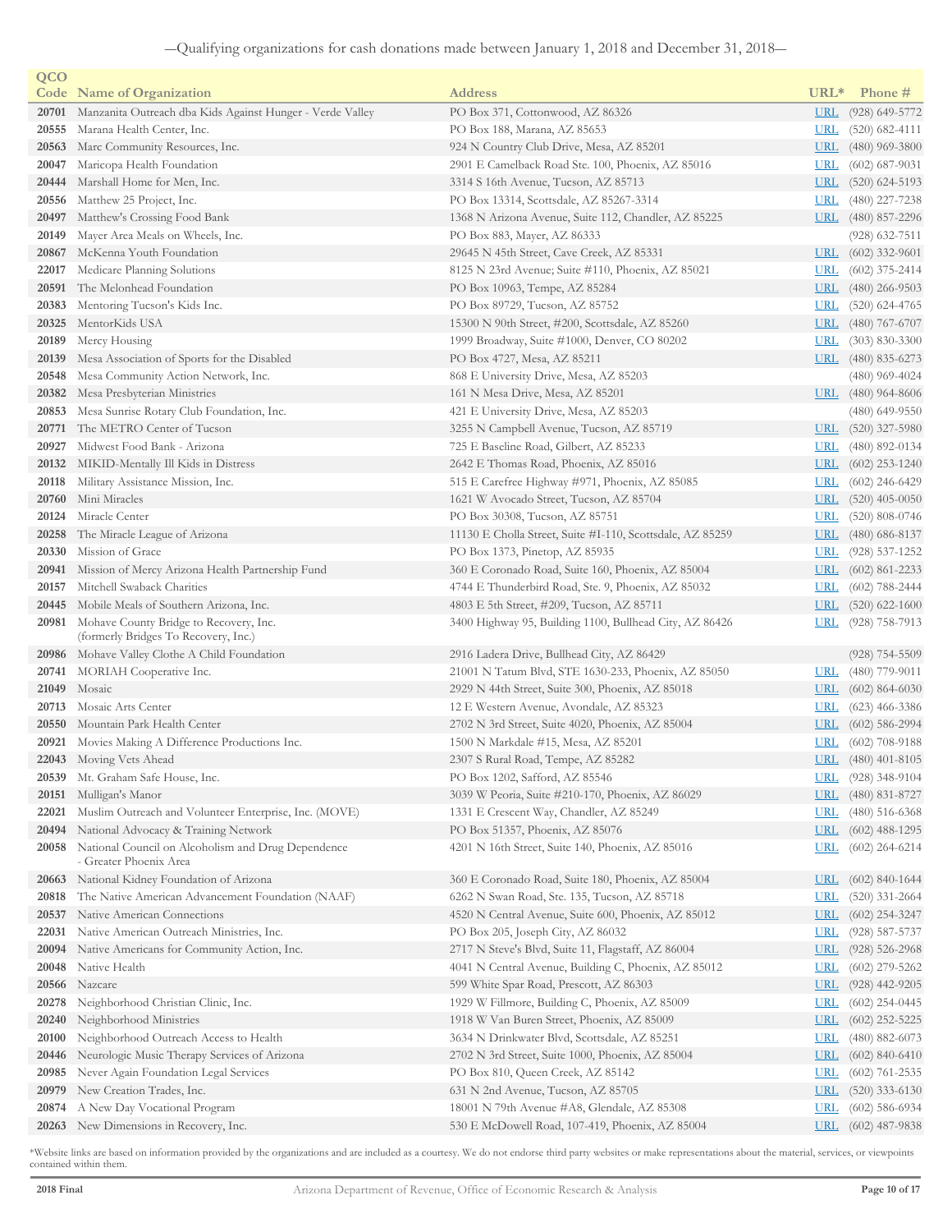—Qualifying organizations for cash donations made between January 1, 2018 and December 31, 2018—

| QCO Code | Name of Organization | Address | URL* | Phone # |
|---|---|---|---|---|
| 20701 | Manzanita Outreach dba Kids Against Hunger - Verde Valley | PO Box 371, Cottonwood, AZ 86326 | URL | (928) 649-5772 |
| 20555 | Marana Health Center, Inc. | PO Box 188, Marana, AZ 85653 | URL | (520) 682-4111 |
| 20563 | Marc Community Resources, Inc. | 924 N Country Club Drive, Mesa, AZ 85201 | URL | (480) 969-3800 |
| 20047 | Maricopa Health Foundation | 2901 E Camelback Road Ste. 100, Phoenix, AZ 85016 | URL | (602) 687-9031 |
| 20444 | Marshall Home for Men, Inc. | 3314 S 16th Avenue, Tucson, AZ 85713 | URL | (520) 624-5193 |
| 20556 | Matthew 25 Project, Inc. | PO Box 13314, Scottsdale, AZ 85267-3314 | URL | (480) 227-7238 |
| 20497 | Matthew's Crossing Food Bank | 1368 N Arizona Avenue, Suite 112, Chandler, AZ 85225 | URL | (480) 857-2296 |
| 20149 | Mayer Area Meals on Wheels, Inc. | PO Box 883, Mayer, AZ 86333 | | (928) 632-7511 |
| 20867 | McKenna Youth Foundation | 29645 N 45th Street, Cave Creek, AZ 85331 | URL | (602) 332-9601 |
| 22017 | Medicare Planning Solutions | 8125 N 23rd Avenue; Suite #110, Phoenix, AZ 85021 | URL | (602) 375-2414 |
| 20591 | The Melonhead Foundation | PO Box 10963, Tempe, AZ 85284 | URL | (480) 266-9503 |
| 20383 | Mentoring Tucson's Kids Inc. | PO Box 89729, Tucson, AZ 85752 | URL | (520) 624-4765 |
| 20325 | MentorKids USA | 15300 N 90th Street, #200, Scottsdale, AZ 85260 | URL | (480) 767-6707 |
| 20189 | Mercy Housing | 1999 Broadway, Suite #1000, Denver, CO 80202 | URL | (303) 830-3300 |
| 20139 | Mesa Association of Sports for the Disabled | PO Box 4727, Mesa, AZ 85211 | URL | (480) 835-6273 |
| 20548 | Mesa Community Action Network, Inc. | 868 E University Drive, Mesa, AZ 85203 | | (480) 969-4024 |
| 20382 | Mesa Presbyterian Ministries | 161 N Mesa Drive, Mesa, AZ 85201 | URL | (480) 964-8606 |
| 20853 | Mesa Sunrise Rotary Club Foundation, Inc. | 421 E University Drive, Mesa, AZ 85203 | | (480) 649-9550 |
| 20771 | The METRO Center of Tucson | 3255 N Campbell Avenue, Tucson, AZ 85719 | URL | (520) 327-5980 |
| 20927 | Midwest Food Bank - Arizona | 725 E Baseline Road, Gilbert, AZ 85233 | URL | (480) 892-0134 |
| 20132 | MIKID-Mentally Ill Kids in Distress | 2642 E Thomas Road, Phoenix, AZ 85016 | URL | (602) 253-1240 |
| 20118 | Military Assistance Mission, Inc. | 515 E Carefree Highway #971, Phoenix, AZ 85085 | URL | (602) 246-6429 |
| 20760 | Mini Miracles | 1621 W Avocado Street, Tucson, AZ 85704 | URL | (520) 405-0050 |
| 20124 | Miracle Center | PO Box 30308, Tucson, AZ 85751 | URL | (520) 808-0746 |
| 20258 | The Miracle League of Arizona | 11130 E Cholla Street, Suite #I-110, Scottsdale, AZ 85259 | URL | (480) 686-8137 |
| 20330 | Mission of Grace | PO Box 1373, Pinetop, AZ 85935 | URL | (928) 537-1252 |
| 20941 | Mission of Mercy Arizona Health Partnership Fund | 360 E Coronado Road, Suite 160, Phoenix, AZ 85004 | URL | (602) 861-2233 |
| 20157 | Mitchell Swaback Charities | 4744 E Thunderbird Road, Ste. 9, Phoenix, AZ 85032 | URL | (602) 788-2444 |
| 20445 | Mobile Meals of Southern Arizona, Inc. | 4803 E 5th Street, #209, Tucson, AZ 85711 | URL | (520) 622-1600 |
| 20981 | Mohave County Bridge to Recovery, Inc. (formerly Bridges To Recovery, Inc.) | 3400 Highway 95, Building 1100, Bullhead City, AZ 86426 | URL | (928) 758-7913 |
| 20986 | Mohave Valley Clothe A Child Foundation | 2916 Ladera Drive, Bullhead City, AZ 86429 | | (928) 754-5509 |
| 20741 | MORIAH Cooperative Inc. | 21001 N Tatum Blvd, STE 1630-233, Phoenix, AZ 85050 | URL | (480) 779-9011 |
| 21049 | Mosaic | 2929 N 44th Street, Suite 300, Phoenix, AZ 85018 | URL | (602) 864-6030 |
| 20713 | Mosaic Arts Center | 12 E Western Avenue, Avondale, AZ 85323 | URL | (623) 466-3386 |
| 20550 | Mountain Park Health Center | 2702 N 3rd Street, Suite 4020, Phoenix, AZ 85004 | URL | (602) 586-2994 |
| 20921 | Movies Making A Difference Productions Inc. | 1500 N Markdale #15, Mesa, AZ 85201 | URL | (602) 708-9188 |
| 22043 | Moving Vets Ahead | 2307 S Rural Road, Tempe, AZ 85282 | URL | (480) 401-8105 |
| 20539 | Mt. Graham Safe House, Inc. | PO Box 1202, Safford, AZ 85546 | URL | (928) 348-9104 |
| 20151 | Mulligan's Manor | 3039 W Peoria, Suite #210-170, Phoenix, AZ 86029 | URL | (480) 831-8727 |
| 22021 | Muslim Outreach and Volunteer Enterprise, Inc. (MOVE) | 1331 E Crescent Way, Chandler, AZ 85249 | URL | (480) 516-6368 |
| 20494 | National Advocacy & Training Network | PO Box 51357, Phoenix, AZ 85076 | URL | (602) 488-1295 |
| 20058 | National Council on Alcoholism and Drug Dependence - Greater Phoenix Area | 4201 N 16th Street, Suite 140, Phoenix, AZ 85016 | URL | (602) 264-6214 |
| 20663 | National Kidney Foundation of Arizona | 360 E Coronado Road, Suite 180, Phoenix, AZ 85004 | URL | (602) 840-1644 |
| 20818 | The Native American Advancement Foundation (NAAF) | 6262 N Swan Road, Ste. 135, Tucson, AZ 85718 | URL | (520) 331-2664 |
| 20537 | Native American Connections | 4520 N Central Avenue, Suite 600, Phoenix, AZ 85012 | URL | (602) 254-3247 |
| 22031 | Native American Outreach Ministries, Inc. | PO Box 205, Joseph City, AZ 86032 | URL | (928) 587-5737 |
| 20094 | Native Americans for Community Action, Inc. | 2717 N Steve's Blvd, Suite 11, Flagstaff, AZ 86004 | URL | (928) 526-2968 |
| 20048 | Native Health | 4041 N Central Avenue, Building C, Phoenix, AZ 85012 | URL | (602) 279-5262 |
| 20566 | Nazcare | 599 White Spar Road, Prescott, AZ 86303 | URL | (928) 442-9205 |
| 20278 | Neighborhood Christian Clinic, Inc. | 1929 W Fillmore, Building C, Phoenix, AZ 85009 | URL | (602) 254-0445 |
| 20240 | Neighborhood Ministries | 1918 W Van Buren Street, Phoenix, AZ 85009 | URL | (602) 252-5225 |
| 20100 | Neighborhood Outreach Access to Health | 3634 N Drinkwater Blvd, Scottsdale, AZ 85251 | URL | (480) 882-6073 |
| 20446 | Neurologic Music Therapy Services of Arizona | 2702 N 3rd Street, Suite 1000, Phoenix, AZ 85004 | URL | (602) 840-6410 |
| 20985 | Never Again Foundation Legal Services | PO Box 810, Queen Creek, AZ 85142 | URL | (602) 761-2535 |
| 20979 | New Creation Trades, Inc. | 631 N 2nd Avenue, Tucson, AZ 85705 | URL | (520) 333-6130 |
| 20874 | A New Day Vocational Program | 18001 N 79th Avenue #A8, Glendale, AZ 85308 | URL | (602) 586-6934 |
| 20263 | New Dimensions in Recovery, Inc. | 530 E McDowell Road, 107-419, Phoenix, AZ 85004 | URL | (602) 487-9838 |

*Website links are based on information provided by the organizations and are included as a courtesy. We do not endorse third party websites or make representations about the material, services, or viewpoints contained within them.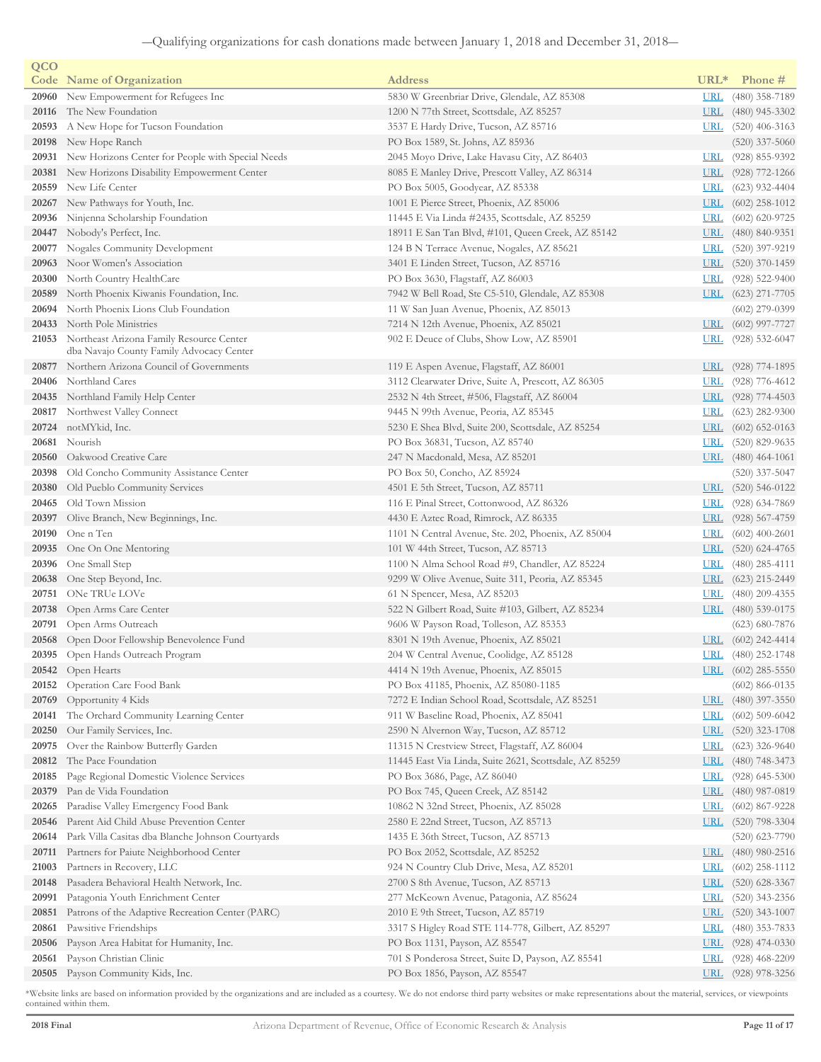—Qualifying organizations for cash donations made between January 1, 2018 and December 31, 2018—

| QCO Code | Name of Organization | Address | URL* | Phone # |
|---|---|---|---|---|
| 20960 | New Empowerment for Refugees Inc | 5830 W Greenbriar Drive, Glendale, AZ 85308 | URL | (480) 358-7189 |
| 20116 | The New Foundation | 1200 N 77th Street, Scottsdale, AZ 85257 | URL | (480) 945-3302 |
| 20593 | A New Hope for Tucson Foundation | 3537 E Hardy Drive, Tucson, AZ 85716 | URL | (520) 406-3163 |
| 20198 | New Hope Ranch | PO Box 1589, St. Johns, AZ 85936 | | (520) 337-5060 |
| 20931 | New Horizons Center for People with Special Needs | 2045 Moyo Drive, Lake Havasu City, AZ 86403 | URL | (928) 855-9392 |
| 20381 | New Horizons Disability Empowerment Center | 8085 E Manley Drive, Prescott Valley, AZ 86314 | URL | (928) 772-1266 |
| 20559 | New Life Center | PO Box 5005, Goodyear, AZ 85338 | URL | (623) 932-4404 |
| 20267 | New Pathways for Youth, Inc. | 1001 E Pierce Street, Phoenix, AZ 85006 | URL | (602) 258-1012 |
| 20936 | Ninjenna Scholarship Foundation | 11445 E Via Linda #2435, Scottsdale, AZ 85259 | URL | (602) 620-9725 |
| 20447 | Nobody's Perfect, Inc. | 18911 E San Tan Blvd, #101, Queen Creek, AZ 85142 | URL | (480) 840-9351 |
| 20077 | Nogales Community Development | 124 B N Terrace Avenue, Nogales, AZ 85621 | URL | (520) 397-9219 |
| 20963 | Noor Women's Association | 3401 E Linden Street, Tucson, AZ 85716 | URL | (520) 370-1459 |
| 20300 | North Country HealthCare | PO Box 3630, Flagstaff, AZ 86003 | URL | (928) 522-9400 |
| 20589 | North Phoenix Kiwanis Foundation, Inc. | 7942 W Bell Road, Ste C5-510, Glendale, AZ 85308 | URL | (623) 271-7705 |
| 20694 | North Phoenix Lions Club Foundation | 11 W San Juan Avenue, Phoenix, AZ 85013 | | (602) 279-0399 |
| 20433 | North Pole Ministries | 7214 N 12th Avenue, Phoenix, AZ 85021 | URL | (602) 997-7727 |
| 21053 | Northeast Arizona Family Resource Center dba Navajo County Family Advocacy Center | 902 E Deuce of Clubs, Show Low, AZ 85901 | URL | (928) 532-6047 |
| 20877 | Northern Arizona Council of Governments | 119 E Aspen Avenue, Flagstaff, AZ 86001 | URL | (928) 774-1895 |
| 20406 | Northland Cares | 3112 Clearwater Drive, Suite A, Prescott, AZ 86305 | URL | (928) 776-4612 |
| 20435 | Northland Family Help Center | 2532 N 4th Street, #506, Flagstaff, AZ 86004 | URL | (928) 774-4503 |
| 20817 | Northwest Valley Connect | 9445 N 99th Avenue, Peoria, AZ 85345 | URL | (623) 282-9300 |
| 20724 | notMYkid, Inc. | 5230 E Shea Blvd, Suite 200, Scottsdale, AZ 85254 | URL | (602) 652-0163 |
| 20681 | Nourish | PO Box 36831, Tucson, AZ 85740 | URL | (520) 829-9635 |
| 20560 | Oakwood Creative Care | 247 N Macdonald, Mesa, AZ 85201 | URL | (480) 464-1061 |
| 20398 | Old Concho Community Assistance Center | PO Box 50, Concho, AZ 85924 | | (520) 337-5047 |
| 20380 | Old Pueblo Community Services | 4501 E 5th Street, Tucson, AZ 85711 | URL | (520) 546-0122 |
| 20465 | Old Town Mission | 116 E Pinal Street, Cottonwood, AZ 86326 | URL | (928) 634-7869 |
| 20397 | Olive Branch, New Beginnings, Inc. | 4430 E Aztec Road, Rimrock, AZ 86335 | URL | (928) 567-4759 |
| 20190 | One n Ten | 1101 N Central Avenue, Ste. 202, Phoenix, AZ 85004 | URL | (602) 400-2601 |
| 20935 | One On One Mentoring | 101 W 44th Street, Tucson, AZ 85713 | URL | (520) 624-4765 |
| 20396 | One Small Step | 1100 N Alma School Road #9, Chandler, AZ 85224 | URL | (480) 285-4111 |
| 20638 | One Step Beyond, Inc. | 9299 W Olive Avenue, Suite 311, Peoria, AZ 85345 | URL | (623) 215-2449 |
| 20751 | ONe TRUe LOVe | 61 N Spencer, Mesa, AZ 85203 | URL | (480) 209-4355 |
| 20738 | Open Arms Care Center | 522 N Gilbert Road, Suite #103, Gilbert, AZ 85234 | URL | (480) 539-0175 |
| 20791 | Open Arms Outreach | 9606 W Payson Road, Tolleson, AZ 85353 | | (623) 680-7876 |
| 20568 | Open Door Fellowship Benevolence Fund | 8301 N 19th Avenue, Phoenix, AZ 85021 | URL | (602) 242-4414 |
| 20395 | Open Hands Outreach Program | 204 W Central Avenue, Coolidge, AZ 85128 | URL | (480) 252-1748 |
| 20542 | Open Hearts | 4414 N 19th Avenue, Phoenix, AZ 85015 | URL | (602) 285-5550 |
| 20152 | Operation Care Food Bank | PO Box 41185, Phoenix, AZ 85080-1185 | | (602) 866-0135 |
| 20769 | Opportunity 4 Kids | 7272 E Indian School Road, Scottsdale, AZ 85251 | URL | (480) 397-3550 |
| 20141 | The Orchard Community Learning Center | 911 W Baseline Road, Phoenix, AZ 85041 | URL | (602) 509-6042 |
| 20250 | Our Family Services, Inc. | 2590 N Alvernon Way, Tucson, AZ 85712 | URL | (520) 323-1708 |
| 20975 | Over the Rainbow Butterfly Garden | 11315 N Crestview Street, Flagstaff, AZ 86004 | URL | (623) 326-9640 |
| 20812 | The Pace Foundation | 11445 East Via Linda, Suite 2621, Scottsdale, AZ 85259 | URL | (480) 748-3473 |
| 20185 | Page Regional Domestic Violence Services | PO Box 3686, Page, AZ 86040 | URL | (928) 645-5300 |
| 20379 | Pan de Vida Foundation | PO Box 745, Queen Creek, AZ 85142 | URL | (480) 987-0819 |
| 20265 | Paradise Valley Emergency Food Bank | 10862 N 32nd Street, Phoenix, AZ 85028 | URL | (602) 867-9228 |
| 20546 | Parent Aid Child Abuse Prevention Center | 2580 E 22nd Street, Tucson, AZ 85713 | URL | (520) 798-3304 |
| 20614 | Park Villa Casitas dba Blanche Johnson Courtyards | 1435 E 36th Street, Tucson, AZ 85713 | | (520) 623-7790 |
| 20711 | Partners for Paiute Neighborhood Center | PO Box 2052, Scottsdale, AZ 85252 | URL | (480) 980-2516 |
| 21003 | Partners in Recovery, LLC | 924 N Country Club Drive, Mesa, AZ 85201 | URL | (602) 258-1112 |
| 20148 | Pasadera Behavioral Health Network, Inc. | 2700 S 8th Avenue, Tucson, AZ 85713 | URL | (520) 628-3367 |
| 20991 | Patagonia Youth Enrichment Center | 277 McKeown Avenue, Patagonia, AZ 85624 | URL | (520) 343-2356 |
| 20851 | Patrons of the Adaptive Recreation Center (PARC) | 2010 E 9th Street, Tucson, AZ 85719 | URL | (520) 343-1007 |
| 20861 | Pawsitive Friendships | 3317 S Higley Road STE 114-778, Gilbert, AZ 85297 | URL | (480) 353-7833 |
| 20506 | Payson Area Habitat for Humanity, Inc. | PO Box 1131, Payson, AZ 85547 | URL | (928) 474-0330 |
| 20561 | Payson Christian Clinic | 701 S Ponderosa Street, Suite D, Payson, AZ 85541 | URL | (928) 468-2209 |
| 20505 | Payson Community Kids, Inc. | PO Box 1856, Payson, AZ 85547 | URL | (928) 978-3256 |

*Website links are based on information provided by the organizations and are included as a courtesy. We do not endorse third party websites or make representations about the material, services, or viewpoints contained within them.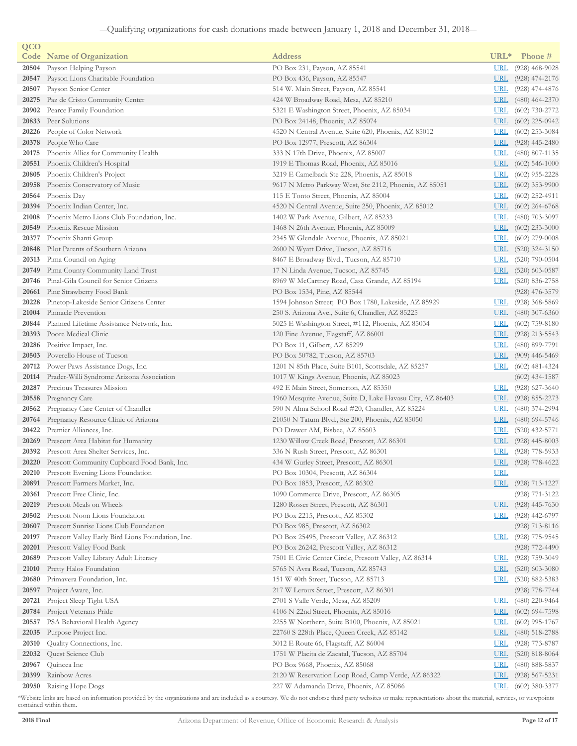—Qualifying organizations for cash donations made between January 1, 2018 and December 31, 2018—

| QCO Code | Name of Organization | Address | URL* | Phone # |
|---|---|---|---|---|
| 20504 | Payson Helping Payson | PO Box 231, Payson, AZ 85541 | URL | (928) 468-9028 |
| 20547 | Payson Lions Charitable Foundation | PO Box 436, Payson, AZ 85547 | URL | (928) 474-2176 |
| 20507 | Payson Senior Center | 514 W. Main Street, Payson, AZ 85541 | URL | (928) 474-4876 |
| 20275 | Paz de Cristo Community Center | 424 W Broadway Road, Mesa, AZ 85210 | URL | (480) 464-2370 |
| 20902 | Pearce Family Foundation | 5321 E Washington Street, Phoenix, AZ 85034 | URL | (602) 730-2772 |
| 20833 | Peer Solutions | PO Box 24148, Phoenix, AZ 85074 | URL | (602) 225-0942 |
| 20226 | People of Color Network | 4520 N Central Avenue, Suite 620, Phoenix, AZ 85012 | URL | (602) 253-3084 |
| 20378 | People Who Care | PO Box 12977, Prescott, AZ 86304 | URL | (928) 445-2480 |
| 20175 | Phoenix Allies for Community Health | 333 N 17th Drive, Phoenix, AZ 85007 | URL | (480) 807-1135 |
| 20551 | Phoenix Children's Hospital | 1919 E Thomas Road, Phoenix, AZ 85016 | URL | (602) 546-1000 |
| 20805 | Phoenix Children's Project | 3219 E Camelback Ste 228, Phoenix, AZ 85018 | URL | (602) 955-2228 |
| 20958 | Phoenix Conservatory of Music | 9617 N Metro Parkway West, Ste 2112, Phoenix, AZ 85051 | URL | (602) 353-9900 |
| 20564 | Phoenix Day | 115 E Tonto Street, Phoenix, AZ 85004 | URL | (602) 252-4911 |
| 20394 | Phoenix Indian Center, Inc. | 4520 N Central Avenue, Suite 250, Phoenix, AZ 85012 | URL | (602) 264-6768 |
| 21008 | Phoenix Metro Lions Club Foundation, Inc. | 1402 W Park Avenue, Gilbert, AZ 85233 | URL | (480) 703-3097 |
| 20549 | Phoenix Rescue Mission | 1468 N 26th Avenue, Phoenix, AZ 85009 | URL | (602) 233-3000 |
| 20377 | Phoenix Shanti Group | 2345 W Glendale Avenue, Phoenix, AZ 85021 | URL | (602) 279-0008 |
| 20848 | Pilot Parents of Southern Arizona | 2600 N Wyatt Drive, Tucson, AZ 85716 | URL | (520) 324-3150 |
| 20313 | Pima Council on Aging | 8467 E Broadway Blvd., Tucson, AZ 85710 | URL | (520) 790-0504 |
| 20749 | Pima County Community Land Trust | 17 N Linda Avenue, Tucson, AZ 85745 | URL | (520) 603-0587 |
| 20746 | Pinal-Gila Council for Senior Citizens | 8969 W McCartney Road, Casa Grande, AZ 85194 | URL | (520) 836-2758 |
| 20661 | Pine Strawberry Food Bank | PO Box 1534, Pine, AZ 85544 | | (928) 476-3579 |
| 20228 | Pinetop-Lakeside Senior Citizens Center | 1594 Johnson Street; PO Box 1780, Lakeside, AZ 85929 | URL | (928) 368-5869 |
| 21004 | Pinnacle Prevention | 250 S. Arizona Ave., Suite 6, Chandler, AZ 85225 | URL | (480) 307-6360 |
| 20844 | Planned Lifetime Assistance Network, Inc. | 5025 E Washington Street, #112, Phoenix, AZ 85034 | URL | (602) 759-8180 |
| 20393 | Poore Medical Clinic | 120 Fine Avenue, Flagstaff, AZ 86001 | URL | (928) 213-5543 |
| 20286 | Positive Impact, Inc. | PO Box 11, Gilbert, AZ 85299 | URL | (480) 899-7791 |
| 20503 | Poverello House of Tucson | PO Box 50782, Tucson, AZ 85703 | URL | (909) 446-5469 |
| 20712 | Power Paws Assistance Dogs, Inc. | 1201 N 85th Place, Suite B101, Scottsdale, AZ 85257 | URL | (602) 481-4324 |
| 20114 | Prader-Willi Syndrome Arizona Association | 1017 W Kings Avenue, Phoenix, AZ 85023 | | (602) 434-1587 |
| 20287 | Precious Treasures Mission | 492 E Main Street, Somerton, AZ 85350 | URL | (928) 627-3640 |
| 20558 | Pregnancy Care | 1960 Mesquite Avenue, Suite D, Lake Havasu City, AZ 86403 | URL | (928) 855-2273 |
| 20562 | Pregnancy Care Center of Chandler | 590 N Alma School Road #20, Chandler, AZ 85224 | URL | (480) 374-2994 |
| 20764 | Pregnancy Resource Clinic of Arizona | 21050 N Tatum Blvd., Ste 200, Phoenix, AZ 85050 | URL | (480) 694-5746 |
| 20422 | Premier Alliances, Inc. | PO Drawer AM, Bisbee, AZ 85603 | URL | (520) 432-5771 |
| 20269 | Prescott Area Habitat for Humanity | 1230 Willow Creek Road, Prescott, AZ 86301 | URL | (928) 445-8003 |
| 20392 | Prescott Area Shelter Services, Inc. | 336 N Rush Street, Prescott, AZ 86301 | URL | (928) 778-5933 |
| 20220 | Prescott Community Cupboard Food Bank, Inc. | 434 W Gurley Street, Prescott, AZ 86301 | URL | (928) 778-4622 |
| 20210 | Prescott Evening Lions Foundation | PO Box 10304, Prescott, AZ 86304 | URL | |
| 20891 | Prescott Farmers Market, Inc. | PO Box 1853, Prescott, AZ 86302 | URL | (928) 713-1227 |
| 20361 | Prescott Free Clinic, Inc. | 1090 Commerce Drive, Prescott, AZ 86305 | | (928) 771-3122 |
| 20219 | Prescott Meals on Wheels | 1280 Rosser Street, Prescott, AZ 86301 | URL | (928) 445-7630 |
| 20502 | Prescott Noon Lions Foundation | PO Box 2215, Prescott, AZ 85302 | URL | (928) 442-6797 |
| 20607 | Prescott Sunrise Lions Club Foundation | PO Box 985, Prescott, AZ 86302 | | (928) 713-8116 |
| 20197 | Prescott Valley Early Bird Lions Foundation, Inc. | PO Box 25495, Prescott Valley, AZ 86312 | URL | (928) 775-9545 |
| 20201 | Prescott Valley Food Bank | PO Box 26242, Prescott Valley, AZ 86312 | | (928) 772-4490 |
| 20689 | Prescott Valley Library Adult Literacy | 7501 E Civic Center Circle, Prescott Valley, AZ 86314 | URL | (928) 759-3049 |
| 21010 | Pretty Halos Foundation | 5765 N Avra Road, Tucson, AZ 85743 | URL | (520) 603-3080 |
| 20680 | Primavera Foundation, Inc. | 151 W 40th Street, Tucson, AZ 85713 | URL | (520) 882-5383 |
| 20597 | Project Aware, Inc. | 217 W Leroux Street, Prescott, AZ 86301 | | (928) 778-7744 |
| 20721 | Project Sleep Tight USA | 2701 S Valle Verde, Mesa, AZ 85209 | URL | (480) 220-9464 |
| 20784 | Project Veterans Pride | 4106 N 22nd Street, Phoenix, AZ 85016 | URL | (602) 694-7598 |
| 20557 | PSA Behavioral Health Agency | 2255 W Northern, Suite B100, Phoenix, AZ 85021 | URL | (602) 995-1767 |
| 22035 | Purpose Project Inc. | 22760 S 228th Place, Queen Creek, AZ 85142 | URL | (480) 518-2788 |
| 20310 | Quality Connections, Inc. | 3012 E Route 66, Flagstaff, AZ 86004 | URL | (928) 773-8787 |
| 22032 | Quest Science Club | 1751 W Placita de Zacatal, Tucson, AZ 85704 | URL | (520) 818-8064 |
| 20967 | Quincea Inc | PO Box 9668, Phoenix, AZ 85068 | URL | (480) 888-5837 |
| 20399 | Rainbow Acres | 2120 W Reservation Loop Road, Camp Verde, AZ 86322 | URL | (928) 567-5231 |
| 20950 | Raising Hope Dogs | 227 W Adamanda Drive, Phoenix, AZ 85086 | URL | (602) 380-3377 |

*Website links are based on information provided by the organizations and are included as a courtesy. We do not endorse third party websites or make representations about the material, services, or viewpoints contained within them.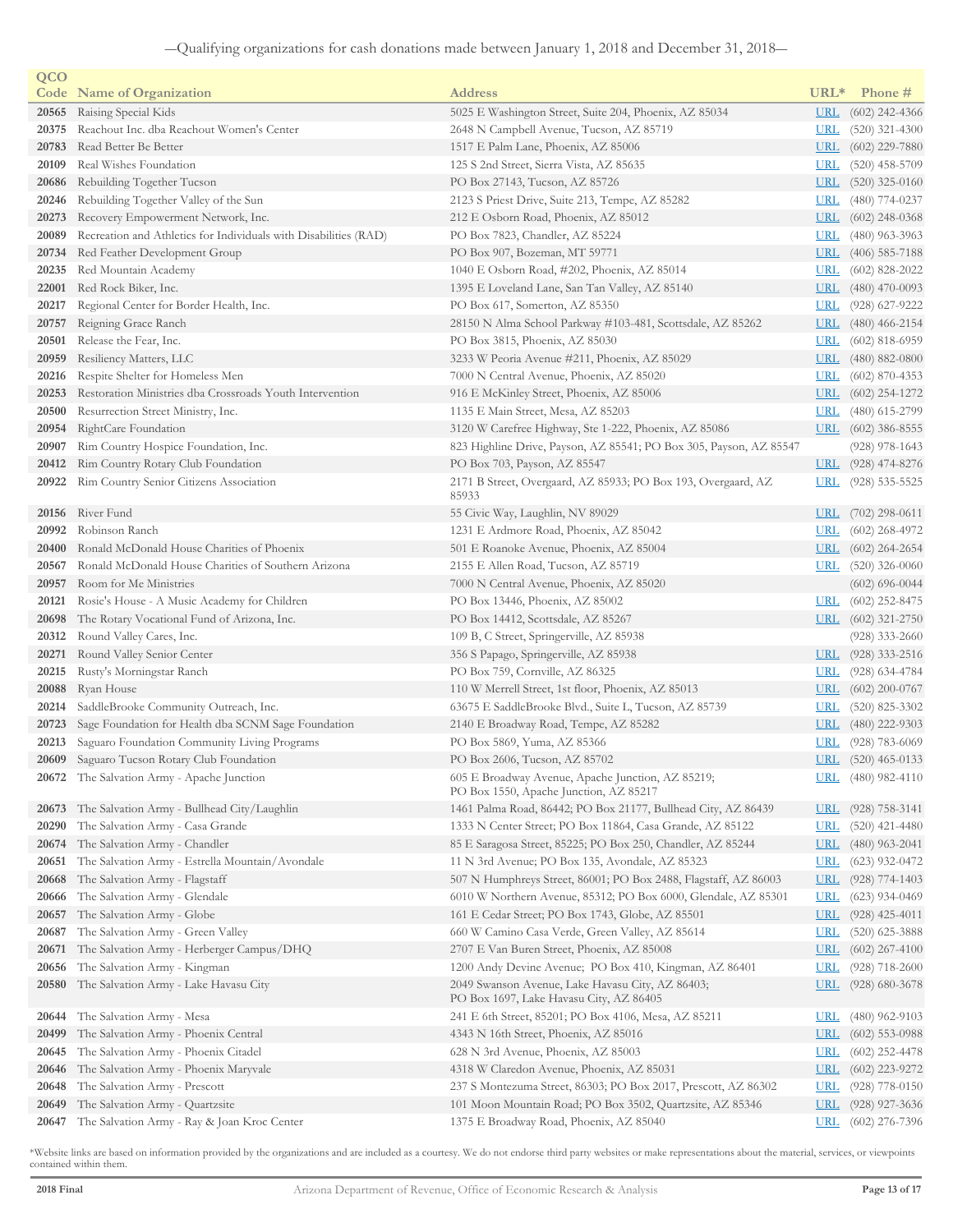—Qualifying organizations for cash donations made between January 1, 2018 and December 31, 2018—

| QCO Code | Name of Organization | Address | URL* | Phone # |
|---|---|---|---|---|
| 20565 | Raising Special Kids | 5025 E Washington Street, Suite 204, Phoenix, AZ 85034 | URL | (602) 242-4366 |
| 20375 | Reachout Inc. dba Reachout Women's Center | 2648 N Campbell Avenue, Tucson, AZ 85719 | URL | (520) 321-4300 |
| 20783 | Read Better Be Better | 1517 E Palm Lane, Phoenix, AZ 85006 | URL | (602) 229-7880 |
| 20109 | Real Wishes Foundation | 125 S 2nd Street, Sierra Vista, AZ 85635 | URL | (520) 458-5709 |
| 20686 | Rebuilding Together Tucson | PO Box 27143, Tucson, AZ 85726 | URL | (520) 325-0160 |
| 20246 | Rebuilding Together Valley of the Sun | 2123 S Priest Drive, Suite 213, Tempe, AZ 85282 | URL | (480) 774-0237 |
| 20273 | Recovery Empowerment Network, Inc. | 212 E Osborn Road, Phoenix, AZ 85012 | URL | (602) 248-0368 |
| 20089 | Recreation and Athletics for Individuals with Disabilities (RAD) | PO Box 7823, Chandler, AZ 85224 | URL | (480) 963-3963 |
| 20734 | Red Feather Development Group | PO Box 907, Bozeman, MT 59771 | URL | (406) 585-7188 |
| 20235 | Red Mountain Academy | 1040 E Osborn Road, #202, Phoenix, AZ 85014 | URL | (602) 828-2022 |
| 22001 | Red Rock Biker, Inc. | 1395 E Loveland Lane, San Tan Valley, AZ 85140 | URL | (480) 470-0093 |
| 20217 | Regional Center for Border Health, Inc. | PO Box 617, Somerton, AZ 85350 | URL | (928) 627-9222 |
| 20757 | Reigning Grace Ranch | 28150 N Alma School Parkway #103-481, Scottsdale, AZ 85262 | URL | (480) 466-2154 |
| 20501 | Release the Fear, Inc. | PO Box 3815, Phoenix, AZ 85030 | URL | (602) 818-6959 |
| 20959 | Resiliency Matters, LLC | 3233 W Peoria Avenue #211, Phoenix, AZ 85029 | URL | (480) 882-0800 |
| 20216 | Respite Shelter for Homeless Men | 7000 N Central Avenue, Phoenix, AZ 85020 | URL | (602) 870-4353 |
| 20253 | Restoration Ministries dba Crossroads Youth Intervention | 916 E McKinley Street, Phoenix, AZ 85006 | URL | (602) 254-1272 |
| 20500 | Resurrection Street Ministry, Inc. | 1135 E Main Street, Mesa, AZ 85203 | URL | (480) 615-2799 |
| 20954 | RightCare Foundation | 3120 W Carefree Highway, Ste 1-222, Phoenix, AZ 85086 | URL | (602) 386-8555 |
| 20907 | Rim Country Hospice Foundation, Inc. | 823 Highline Drive, Payson, AZ 85541; PO Box 305, Payson, AZ 85547 | | (928) 978-1643 |
| 20412 | Rim Country Rotary Club Foundation | PO Box 703, Payson, AZ 85547 | URL | (928) 474-8276 |
| 20922 | Rim Country Senior Citizens Association | 2171 B Street, Overgaard, AZ 85933; PO Box 193, Overgaard, AZ 85933 | URL | (928) 535-5525 |
| 20156 | River Fund | 55 Civic Way, Laughlin, NV 89029 | URL | (702) 298-0611 |
| 20992 | Robinson Ranch | 1231 E Ardmore Road, Phoenix, AZ 85042 | URL | (602) 268-4972 |
| 20400 | Ronald McDonald House Charities of Phoenix | 501 E Roanoke Avenue, Phoenix, AZ 85004 | URL | (602) 264-2654 |
| 20567 | Ronald McDonald House Charities of Southern Arizona | 2155 E Allen Road, Tucson, AZ 85719 | URL | (520) 326-0060 |
| 20957 | Room for Me Ministries | 7000 N Central Avenue, Phoenix, AZ 85020 | | (602) 696-0044 |
| 20121 | Rosie's House - A Music Academy for Children | PO Box 13446, Phoenix, AZ 85002 | URL | (602) 252-8475 |
| 20698 | The Rotary Vocational Fund of Arizona, Inc. | PO Box 14412, Scottsdale, AZ 85267 | URL | (602) 321-2750 |
| 20312 | Round Valley Cares, Inc. | 109 B, C Street, Springerville, AZ 85938 | | (928) 333-2660 |
| 20271 | Round Valley Senior Center | 356 S Papago, Springerville, AZ 85938 | URL | (928) 333-2516 |
| 20215 | Rusty's Morningstar Ranch | PO Box 759, Cornville, AZ 86325 | URL | (928) 634-4784 |
| 20088 | Ryan House | 110 W Merrell Street, 1st floor, Phoenix, AZ 85013 | URL | (602) 200-0767 |
| 20214 | SaddleBrooke Community Outreach, Inc. | 63675 E SaddleBrooke Blvd., Suite L, Tucson, AZ 85739 | URL | (520) 825-3302 |
| 20723 | Sage Foundation for Health dba SCNM Sage Foundation | 2140 E Broadway Road, Tempe, AZ 85282 | URL | (480) 222-9303 |
| 20213 | Saguaro Foundation Community Living Programs | PO Box 5869, Yuma, AZ 85366 | URL | (928) 783-6069 |
| 20609 | Saguaro Tucson Rotary Club Foundation | PO Box 2606, Tucson, AZ 85702 | URL | (520) 465-0133 |
| 20672 | The Salvation Army - Apache Junction | 605 E Broadway Avenue, Apache Junction, AZ 85219; PO Box 1550, Apache Junction, AZ 85217 | URL | (480) 982-4110 |
| 20673 | The Salvation Army - Bullhead City/Laughlin | 1461 Palma Road, 86442; PO Box 21177, Bullhead City, AZ 86439 | URL | (928) 758-3141 |
| 20290 | The Salvation Army - Casa Grande | 1333 N Center Street; PO Box 11864, Casa Grande, AZ 85122 | URL | (520) 421-4480 |
| 20674 | The Salvation Army - Chandler | 85 E Saragosa Street, 85225; PO Box 250, Chandler, AZ 85244 | URL | (480) 963-2041 |
| 20651 | The Salvation Army - Estrella Mountain/Avondale | 11 N 3rd Avenue; PO Box 135, Avondale, AZ 85323 | URL | (623) 932-0472 |
| 20668 | The Salvation Army - Flagstaff | 507 N Humphreys Street, 86001; PO Box 2488, Flagstaff, AZ 86003 | URL | (928) 774-1403 |
| 20666 | The Salvation Army - Glendale | 6010 W Northern Avenue, 85312; PO Box 6000, Glendale, AZ 85301 | URL | (623) 934-0469 |
| 20657 | The Salvation Army - Globe | 161 E Cedar Street; PO Box 1743, Globe, AZ 85501 | URL | (928) 425-4011 |
| 20687 | The Salvation Army - Green Valley | 660 W Camino Casa Verde, Green Valley, AZ 85614 | URL | (520) 625-3888 |
| 20671 | The Salvation Army - Herberger Campus/DHQ | 2707 E Van Buren Street, Phoenix, AZ 85008 | URL | (602) 267-4100 |
| 20656 | The Salvation Army - Kingman | 1200 Andy Devine Avenue; PO Box 410, Kingman, AZ 86401 | URL | (928) 718-2600 |
| 20580 | The Salvation Army - Lake Havasu City | 2049 Swanson Avenue, Lake Havasu City, AZ 86403; PO Box 1697, Lake Havasu City, AZ 86405 | URL | (928) 680-3678 |
| 20644 | The Salvation Army - Mesa | 241 E 6th Street, 85201; PO Box 4106, Mesa, AZ 85211 | URL | (480) 962-9103 |
| 20499 | The Salvation Army - Phoenix Central | 4343 N 16th Street, Phoenix, AZ 85016 | URL | (602) 553-0988 |
| 20645 | The Salvation Army - Phoenix Citadel | 628 N 3rd Avenue, Phoenix, AZ 85003 | URL | (602) 252-4478 |
| 20646 | The Salvation Army - Phoenix Maryvale | 4318 W Claredon Avenue, Phoenix, AZ 85031 | URL | (602) 223-9272 |
| 20648 | The Salvation Army - Prescott | 237 S Montezuma Street, 86303; PO Box 2017, Prescott, AZ 86302 | URL | (928) 778-0150 |
| 20649 | The Salvation Army - Quartzsite | 101 Moon Mountain Road; PO Box 3502, Quartzsite, AZ 85346 | URL | (928) 927-3636 |
| 20647 | The Salvation Army - Ray & Joan Kroc Center | 1375 E Broadway Road, Phoenix, AZ 85040 | URL | (602) 276-7396 |

*Website links are based on information provided by the organizations and are included as a courtesy. We do not endorse third party websites or make representations about the material, services, or viewpoints contained within them.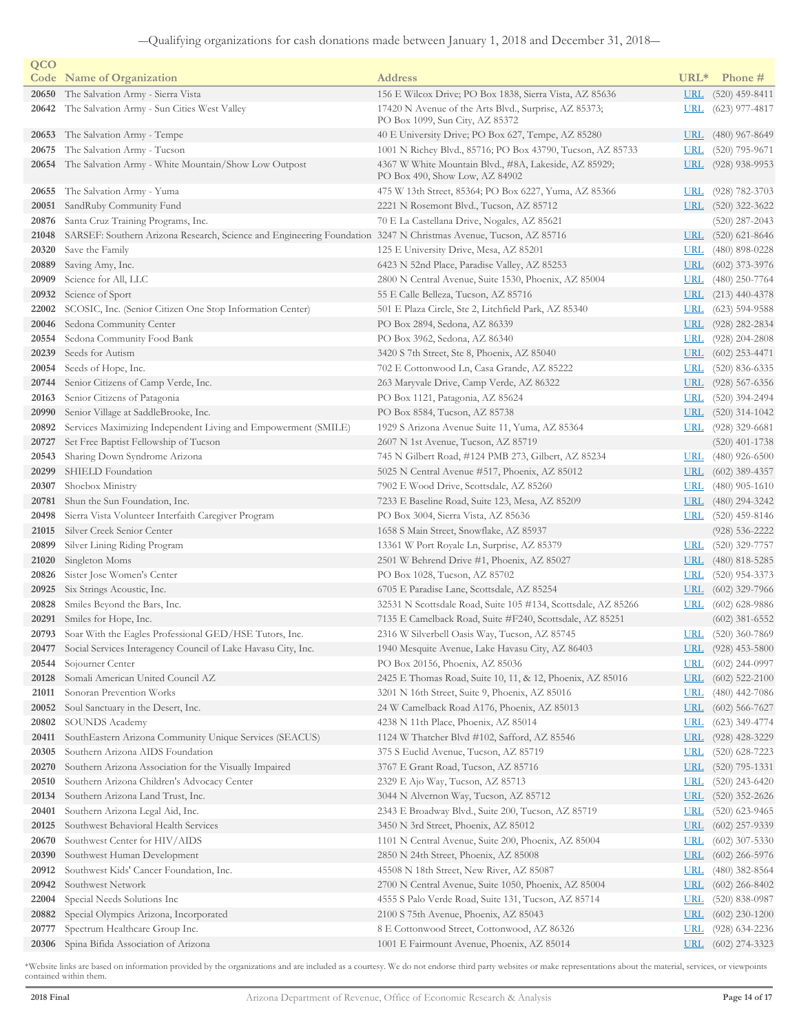—Qualifying organizations for cash donations made between January 1, 2018 and December 31, 2018—

| QCO Code | Name of Organization | Address | URL* | Phone # |
|---|---|---|---|---|
| 20650 | The Salvation Army - Sierra Vista | 156 E Wilcox Drive; PO Box 1838, Sierra Vista, AZ 85636 | URL | (520) 459-8411 |
| 20642 | The Salvation Army - Sun Cities West Valley | 17420 N Avenue of the Arts Blvd., Surprise, AZ 85373; PO Box 1099, Sun City, AZ 85372 | URL | (623) 977-4817 |
| 20653 | The Salvation Army - Tempe | 40 E University Drive; PO Box 627, Tempe, AZ 85280 | URL | (480) 967-8649 |
| 20675 | The Salvation Army - Tucson | 1001 N Richey Blvd., 85716; PO Box 43790, Tucson, AZ 85733 | URL | (520) 795-9671 |
| 20654 | The Salvation Army - White Mountain/Show Low Outpost | 4367 W White Mountain Blvd., #8A, Lakeside, AZ 85929; PO Box 490, Show Low, AZ 84902 | URL | (928) 938-9953 |
| 20655 | The Salvation Army - Yuma | 475 W 13th Street, 85364; PO Box 6227, Yuma, AZ 85366 | URL | (928) 782-3703 |
| 20051 | SandRuby Community Fund | 2221 N Rosemont Blvd., Tucson, AZ 85712 | URL | (520) 322-3622 |
| 20876 | Santa Cruz Training Programs, Inc. | 70 E La Castellana Drive, Nogales, AZ 85621 | | (520) 287-2043 |
| 21048 | SARSEF: Southern Arizona Research, Science and Engineering Foundation | 3247 N Christmas Avenue, Tucson, AZ 85716 | URL | (520) 621-8646 |
| 20320 | Save the Family | 125 E University Drive, Mesa, AZ 85201 | URL | (480) 898-0228 |
| 20889 | Saving Amy, Inc. | 6423 N 52nd Place, Paradise Valley, AZ 85253 | URL | (602) 373-3976 |
| 20909 | Science for All, LLC | 2800 N Central Avenue, Suite 1530, Phoenix, AZ 85004 | URL | (480) 250-7764 |
| 20932 | Science of Sport | 55 E Calle Belleza, Tucson, AZ 85716 | URL | (213) 440-4378 |
| 22002 | SCOSIC, Inc. (Senior Citizen One Stop Information Center) | 501 E Plaza Circle, Ste 2, Litchfield Park, AZ 85340 | URL | (623) 594-9588 |
| 20046 | Sedona Community Center | PO Box 2894, Sedona, AZ 86339 | URL | (928) 282-2834 |
| 20554 | Sedona Community Food Bank | PO Box 3962, Sedona, AZ 86340 | URL | (928) 204-2808 |
| 20239 | Seeds for Autism | 3420 S 7th Street, Ste 8, Phoenix, AZ 85040 | URL | (602) 253-4471 |
| 20054 | Seeds of Hope, Inc. | 702 E Cottonwood Ln, Casa Grande, AZ 85222 | URL | (520) 836-6335 |
| 20744 | Senior Citizens of Camp Verde, Inc. | 263 Maryvale Drive, Camp Verde, AZ 86322 | URL | (928) 567-6356 |
| 20163 | Senior Citizens of Patagonia | PO Box 1121, Patagonia, AZ 85624 | URL | (520) 394-2494 |
| 20990 | Senior Village at SaddleBrooke, Inc. | PO Box 8584, Tucson, AZ 85738 | URL | (520) 314-1042 |
| 20892 | Services Maximizing Independent Living and Empowerment (SMILE) | 1929 S Arizona Avenue Suite 11, Yuma, AZ 85364 | URL | (928) 329-6681 |
| 20727 | Set Free Baptist Fellowship of Tucson | 2607 N 1st Avenue, Tucson, AZ 85719 | | (520) 401-1738 |
| 20543 | Sharing Down Syndrome Arizona | 745 N Gilbert Road, #124 PMB 273, Gilbert, AZ 85234 | URL | (480) 926-6500 |
| 20299 | SHIELD Foundation | 5025 N Central Avenue #517, Phoenix, AZ 85012 | URL | (602) 389-4357 |
| 20307 | Shoebox Ministry | 7902 E Wood Drive, Scottsdale, AZ 85260 | URL | (480) 905-1610 |
| 20781 | Shun the Sun Foundation, Inc. | 7233 E Baseline Road, Suite 123, Mesa, AZ 85209 | URL | (480) 294-3242 |
| 20498 | Sierra Vista Volunteer Interfaith Caregiver Program | PO Box 3004, Sierra Vista, AZ 85636 | URL | (520) 459-8146 |
| 21015 | Silver Creek Senior Center | 1658 S Main Street, Snowflake, AZ 85937 | | (928) 536-2222 |
| 20899 | Silver Lining Riding Program | 13361 W Port Royale Ln, Surprise, AZ 85379 | URL | (520) 329-7757 |
| 21020 | Singleton Moms | 2501 W Behrend Drive #1, Phoenix, AZ 85027 | URL | (480) 818-5285 |
| 20826 | Sister Jose Women's Center | PO Box 1028, Tucson, AZ 85702 | URL | (520) 954-3373 |
| 20925 | Six Strings Acoustic, Inc. | 6705 E Paradise Lane, Scottsdale, AZ 85254 | URL | (602) 329-7966 |
| 20828 | Smiles Beyond the Bars, Inc. | 32531 N Scottsdale Road, Suite 105 #134, Scottsdale, AZ 85266 | URL | (602) 628-9886 |
| 20291 | Smiles for Hope, Inc. | 7135 E Camelback Road, Suite #F240, Scottsdale, AZ 85251 | | (602) 381-6552 |
| 20793 | Soar With the Eagles Professional GED/HSE Tutors, Inc. | 2316 W Silverbell Oasis Way, Tucson, AZ 85745 | URL | (520) 360-7869 |
| 20477 | Social Services Interagency Council of Lake Havasu City, Inc. | 1940 Mesquite Avenue, Lake Havasu City, AZ 86403 | URL | (928) 453-5800 |
| 20544 | Sojourner Center | PO Box 20156, Phoenix, AZ 85036 | URL | (602) 244-0997 |
| 20128 | Somali American United Council AZ | 2425 E Thomas Road, Suite 10, 11, & 12, Phoenix, AZ 85016 | URL | (602) 522-2100 |
| 21011 | Sonoran Prevention Works | 3201 N 16th Street, Suite 9, Phoenix, AZ 85016 | URL | (480) 442-7086 |
| 20052 | Soul Sanctuary in the Desert, Inc. | 24 W Camelback Road A176, Phoenix, AZ 85013 | URL | (602) 566-7627 |
| 20802 | SOUNDS Academy | 4238 N 11th Place, Phoenix, AZ 85014 | URL | (623) 349-4774 |
| 20411 | SouthEastern Arizona Community Unique Services (SEACUS) | 1124 W Thatcher Blvd #102, Safford, AZ 85546 | URL | (928) 428-3229 |
| 20305 | Southern Arizona AIDS Foundation | 375 S Euclid Avenue, Tucson, AZ 85719 | URL | (520) 628-7223 |
| 20270 | Southern Arizona Association for the Visually Impaired | 3767 E Grant Road, Tucson, AZ 85716 | URL | (520) 795-1331 |
| 20510 | Southern Arizona Children's Advocacy Center | 2329 E Ajo Way, Tucson, AZ 85713 | URL | (520) 243-6420 |
| 20134 | Southern Arizona Land Trust, Inc. | 3044 N Alvernon Way, Tucson, AZ 85712 | URL | (520) 352-2626 |
| 20401 | Southern Arizona Legal Aid, Inc. | 2343 E Broadway Blvd., Suite 200, Tucson, AZ 85719 | URL | (520) 623-9465 |
| 20125 | Southwest Behavioral Health Services | 3450 N 3rd Street, Phoenix, AZ 85012 | URL | (602) 257-9339 |
| 20670 | Southwest Center for HIV/AIDS | 1101 N Central Avenue, Suite 200, Phoenix, AZ 85004 | URL | (602) 307-5330 |
| 20390 | Southwest Human Development | 2850 N 24th Street, Phoenix, AZ 85008 | URL | (602) 266-5976 |
| 20912 | Southwest Kids' Cancer Foundation, Inc. | 45508 N 18th Street, New River, AZ 85087 | URL | (480) 382-8564 |
| 20942 | Southwest Network | 2700 N Central Avenue, Suite 1050, Phoenix, AZ 85004 | URL | (602) 266-8402 |
| 22004 | Special Needs Solutions Inc | 4555 S Palo Verde Road, Suite 131, Tucson, AZ 85714 | URL | (520) 838-0987 |
| 20882 | Special Olympics Arizona, Incorporated | 2100 S 75th Avenue, Phoenix, AZ 85043 | URL | (602) 230-1200 |
| 20777 | Spectrum Healthcare Group Inc. | 8 E Cottonwood Street, Cottonwood, AZ 86326 | URL | (928) 634-2236 |
| 20306 | Spina Bifida Association of Arizona | 1001 E Fairmount Avenue, Phoenix, AZ 85014 | URL | (602) 274-3323 |

*Website links are based on information provided by the organizations and are included as a courtesy. We do not endorse third party websites or make representations about the material, services, or viewpoints contained within them.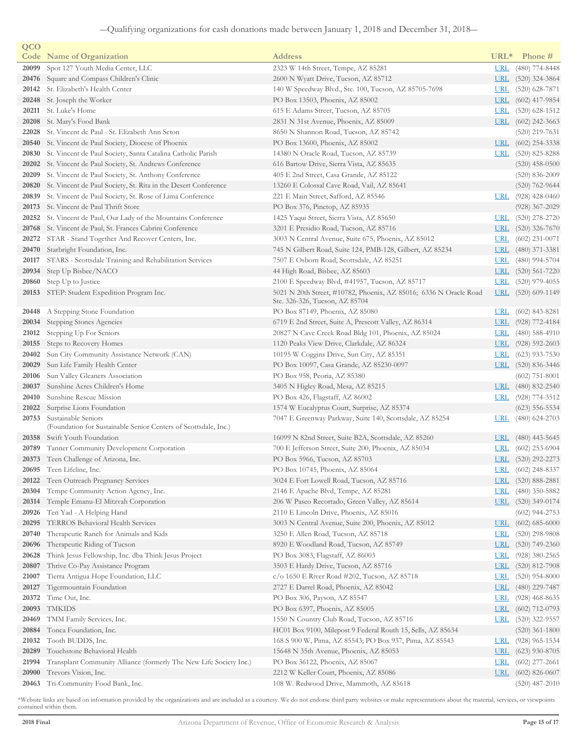—Qualifying organizations for cash donations made between January 1, 2018 and December 31, 2018—

| QCO Code | Name of Organization | Address | URL* | Phone # |
|---|---|---|---|---|
| 20099 | Spot 127 Youth Media Center, LLC | 2323 W 14th Street, Tempe, AZ 85281 | URL | (480) 774-8448 |
| 20476 | Square and Compass Children's Clinic | 2600 N Wyatt Drive, Tucson, AZ 85712 | URL | (520) 324-3864 |
| 20142 | St. Elizabeth's Health Center | 140 W Speedway Blvd., Ste. 100, Tucson, AZ 85705-7698 | URL | (520) 628-7871 |
| 20248 | St. Joseph the Worker | PO Box 13503, Phoenix, AZ 85002 | URL | (602) 417-9854 |
| 20211 | St. Luke's Home | 615 E Adams Street, Tucson, AZ 85705 | URL | (520) 628-1512 |
| 20208 | St. Mary's Food Bank | 2831 N 31st Avenue, Phoenix, AZ 85009 | URL | (602) 242-3663 |
| 22028 | St. Vincent de Paul - St. Elizabeth Ann Seton | 8650 N Shannon Road, Tucson, AZ 85742 | | (520) 219-7631 |
| 20540 | St. Vincent de Paul Society, Diocese of Phoenix | PO Box 13600, Phoenix, AZ 85002 | URL | (602) 254-3338 |
| 20830 | St. Vincent de Paul Society, Santa Catalina Catholic Parish | 14380 N Oracle Road, Tucson, AZ 85739 | URL | (520) 825-8288 |
| 20202 | St. Vincent de Paul Society, St. Andrews Conference | 616 Bartow Drive, Sierra Vista, AZ 85635 | | (520) 458-0500 |
| 20209 | St. Vincent de Paul Society, St. Anthony Conference | 405 E 2nd Street, Casa Grande, AZ 85122 | | (520) 836-2009 |
| 20820 | St. Vincent de Paul Society, St. Rita in the Desert Conference | 13260 E Colossal Cave Road, Vail, AZ 85641 | | (520) 762-9644 |
| 20839 | St. Vincent de Paul Society, St. Rose of Lima Conference | 221 E Main Street, Safford, AZ 85546 | URL | (928) 428-0460 |
| 20173 | St. Vincent de Paul Thrift Store | PO Box 376, Pinetop, AZ 85935 | | (928) 367-2029 |
| 20252 | St. Vincent de Paul, Our Lady of the Mountains Conference | 1425 Yaqui Street, Sierra Vista, AZ 85650 | URL | (520) 278-2720 |
| 20768 | St. Vincent de Paul, St. Frances Cabrini Conference | 3201 E Presidio Road, Tucson, AZ 85716 | URL | (520) 326-7670 |
| 20272 | STAR - Stand Together And Recover Centers, Inc. | 3003 N Central Avenue, Suite 675, Phoenix, AZ 85012 | URL | (602) 231-0071 |
| 20470 | Starbright Foundation, Inc. | 745 N Gilbert Road, Suite 124, PMB-128, Gilbert, AZ 85234 | URL | (480) 371-3381 |
| 20117 | STARS - Scottsdale Training and Rehabilitation Services | 7507 E Osborn Road, Scottsdale, AZ 85251 | URL | (480) 994-5704 |
| 20934 | Step Up Bisbee/NACO | 44 High Road, Bisbee, AZ 85603 | URL | (520) 561-7220 |
| 20860 | Step Up to Justice | 2100 E Speedway Blvd, #41957, Tucson, AZ 85717 | URL | (520) 979-4055 |
| 20153 | STEP: Student Expedition Program Inc. | 5021 N 20th Street, #10782, Phoenix, AZ 85016; 6336 N Oracle Road Ste. 326-326, Tucson, AZ 85704 | URL | (520) 609-1149 |
| 20448 | A Stepping Stone Foundation | PO Box 87149, Phoenix, AZ 85080 | URL | (602) 843-8281 |
| 20034 | Stepping Stones Agencies | 6719 E 2nd Street, Suite A, Prescott Valley, AZ 86314 | URL | (928) 772-4184 |
| 21012 | Stepping Up For Seniors | 20827 N Cave Creek Road Bldg 101, Phoenix, AZ 85024 | URL | (480) 588-4910 |
| 20155 | Steps to Recovery Homes | 1120 Peaks View Drive, Clarkdale, AZ 86324 | URL | (928) 592-2603 |
| 20402 | Sun City Community Assistance Network (CAN) | 10195 W Coggins Drive, Sun City, AZ 85351 | URL | (623) 933-7530 |
| 20029 | Sun Life Family Health Center | PO Box 10097, Casa Grande, AZ 85230-0097 | URL | (520) 836-3446 |
| 20106 | Sun Valley Gleaners Association | PO Box 958, Peoria, AZ 85380 | | (602) 751-8001 |
| 20037 | Sunshine Acres Children's Home | 3405 N Higley Road, Mesa, AZ 85215 | URL | (480) 832-2540 |
| 20410 | Sunshine Rescue Mission | PO Box 426, Flagstaff, AZ 86002 | URL | (928) 774-3512 |
| 21022 | Surprise Lions Foundation | 1574 W Eucalyptus Court, Surprise, AZ 85374 | | (623) 556-5534 |
| 20753 | Sustainable Seniors (Foundation for Sustainable Senior Centers of Scottsdale, Inc.) | 7047 E Greenway Parkway, Suite 140, Scottsdale, AZ 85254 | URL | (480) 624-2703 |
| 20358 | Swift Youth Foundation | 16099 N 82nd Street, Suite B2A, Scottsdale, AZ 85260 | URL | (480) 443-5645 |
| 20789 | Tanner Community Development Corporation | 700 E Jefferson Street, Suite 200, Phoenix, AZ 85034 | URL | (602) 253-6904 |
| 20373 | Teen Challenge of Arizona, Inc. | PO Box 5966, Tucson, AZ 85703 | URL | (520) 292-2273 |
| 20695 | Teen Lifeline, Inc. | PO Box 10745, Phoenix, AZ 85064 | URL | (602) 248-8337 |
| 20122 | Teen Outreach Pregnancy Services | 3024 E Fort Lowell Road, Tucson, AZ 85716 | URL | (520) 888-2881 |
| 20304 | Tempe Community Action Agency, Inc. | 2146 E Apache Blvd, Tempe, AZ 85281 | URL | (480) 350-5882 |
| 20314 | Temple Emanu-El Mitzvah Corporation | 206 W Paseo Recortado, Green Valley, AZ 85614 | URL | (520) 349-0174 |
| 20926 | Ten Yad - A Helping Hand | 2110 E Lincoln Drive, Phoenix, AZ 85016 | | (602) 944-2753 |
| 20295 | TERROS Behavioral Health Services | 3003 N Central Avenue, Suite 200, Phoenix, AZ 85012 | URL | (602) 685-6000 |
| 20740 | Therapeutic Ranch for Animals and Kids | 3250 E Allen Road, Tucson, AZ 85718 | URL | (520) 298-9808 |
| 20696 | Therapeutic Riding of Tucson | 8920 E Woodland Road, Tucson, AZ 85749 | URL | (520) 749-2360 |
| 20628 | Think Jesus Fellowship, Inc. dba Think Jesus Project | PO Box 3083, Flagstaff, AZ 86003 | URL | (928) 380-2565 |
| 20807 | Thrive Co-Pay Assistance Program | 3503 E Hardy Drive, Tucson, AZ 85716 | URL | (520) 812-7908 |
| 21007 | Tierra Antigua Hope Foundation, LLC | c/o 1650 E River Road #202, Tucson, AZ 85718 | URL | (520) 954-8000 |
| 20127 | Tigermountain Foundation | 2727 E Darrel Road, Phoenix, AZ 85042 | URL | (480) 229-7487 |
| 20372 | Time Out, Inc. | PO Box 306, Payson, AZ 85547 | URL | (928) 468-8635 |
| 20093 | TMKIDS | PO Box 6397, Phoenix, AZ 85005 | URL | (602) 712-0793 |
| 20469 | TMM Family Services, Inc. | 1550 N Country Club Road, Tucson, AZ 85716 | URL | (520) 322-9557 |
| 20884 | Tonca Foundation, Inc. | HC01 Box 9100, Milepost 9 Federal Routh 15, Sells, AZ 85634 | | (520) 361-1800 |
| 21032 | Tooth BUDDS, Inc. | 168 S 900 W, Pima, AZ 85543; PO Box 937, Pima, AZ 85543 | URL | (928) 965-1534 |
| 20289 | Touchstone Behavioral Health | 15648 N 35th Avenue, Phoenix, AZ 85053 | URL | (623) 930-8705 |
| 21994 | Transplant Community Alliance (formerly The New Life Society Inc.) | PO Box 36122, Phoenix, AZ 85067 | URL | (602) 277-2661 |
| 20900 | Trevors Vision, Inc. | 2212 W Keller Court, Phoenix, AZ 85086 | URL | (602) 826-0607 |
| 20463 | Tri-Community Food Bank, Inc. | 108 W. Redwood Drive, Mammoth, AZ 85618 | | (520) 487-2010 |

*Website links are based on information provided by the organizations and are included as a courtesy. We do not endorse third party websites or make representations about the material, services, or viewpoints contained within them.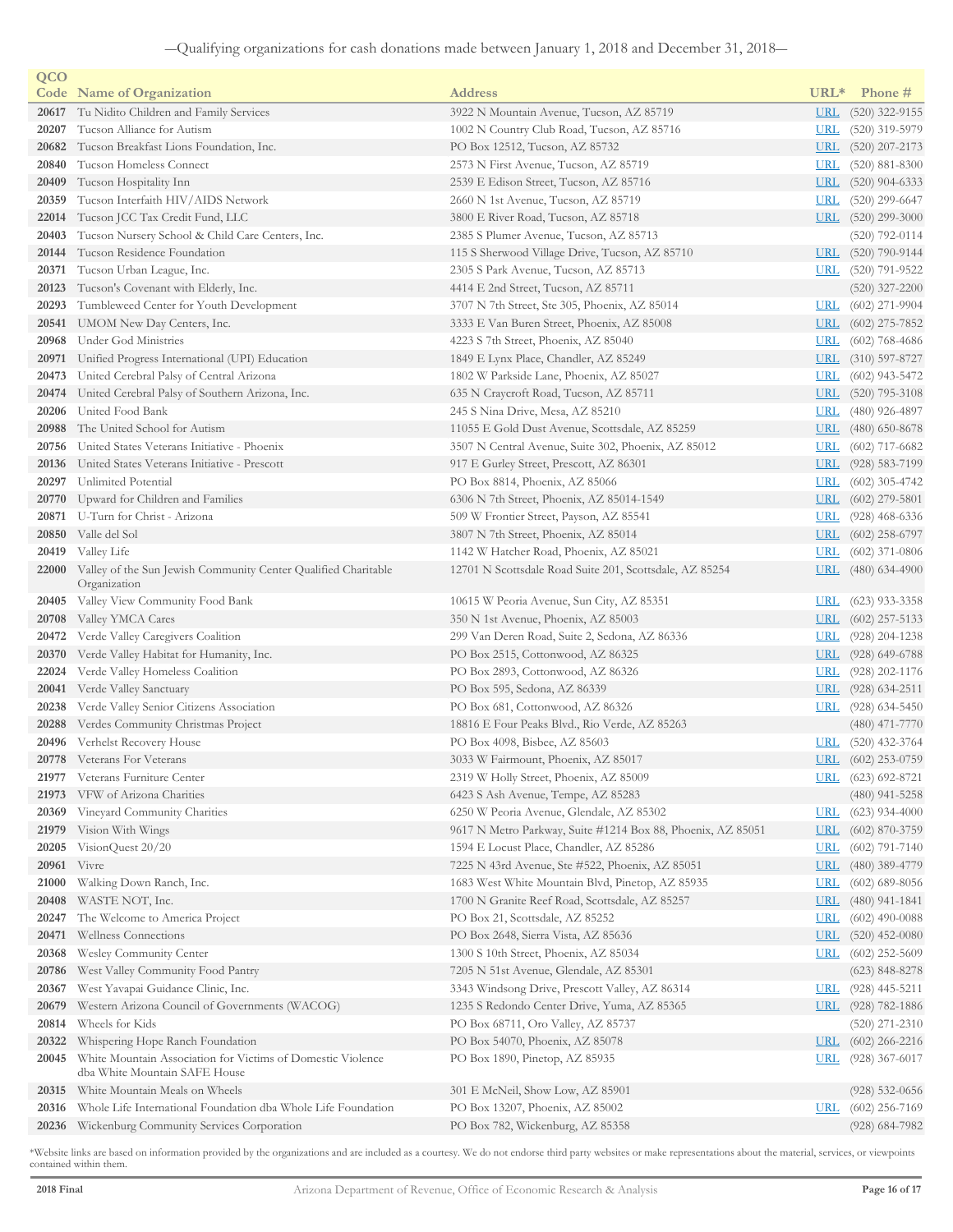—Qualifying organizations for cash donations made between January 1, 2018 and December 31, 2018—

| QCO Code | Name of Organization | Address | URL* | Phone # |
|---|---|---|---|---|
| 20617 | Tu Nidito Children and Family Services | 3922 N Mountain Avenue, Tucson, AZ 85719 | URL | (520) 322-9155 |
| 20207 | Tucson Alliance for Autism | 1002 N Country Club Road, Tucson, AZ 85716 | URL | (520) 319-5979 |
| 20682 | Tucson Breakfast Lions Foundation, Inc. | PO Box 12512, Tucson, AZ 85732 | URL | (520) 207-2173 |
| 20840 | Tucson Homeless Connect | 2573 N First Avenue, Tucson, AZ 85719 | URL | (520) 881-8300 |
| 20409 | Tucson Hospitality Inn | 2539 E Edison Street, Tucson, AZ 85716 | URL | (520) 904-6333 |
| 20359 | Tucson Interfaith HIV/AIDS Network | 2660 N 1st Avenue, Tucson, AZ 85719 | URL | (520) 299-6647 |
| 22014 | Tucson JCC Tax Credit Fund, LLC | 3800 E River Road, Tucson, AZ 85718 | URL | (520) 299-3000 |
| 20403 | Tucson Nursery School & Child Care Centers, Inc. | 2385 S Plumer Avenue, Tucson, AZ 85713 | | (520) 792-0114 |
| 20144 | Tucson Residence Foundation | 115 S Sherwood Village Drive, Tucson, AZ 85710 | URL | (520) 790-9144 |
| 20371 | Tucson Urban League, Inc. | 2305 S Park Avenue, Tucson, AZ 85713 | URL | (520) 791-9522 |
| 20123 | Tucson's Covenant with Elderly, Inc. | 4414 E 2nd Street, Tucson, AZ 85711 | | (520) 327-2200 |
| 20293 | Tumbleweed Center for Youth Development | 3707 N 7th Street, Ste 305, Phoenix, AZ 85014 | URL | (602) 271-9904 |
| 20541 | UMOM New Day Centers, Inc. | 3333 E Van Buren Street, Phoenix, AZ 85008 | URL | (602) 275-7852 |
| 20968 | Under God Ministries | 4223 S 7th Street, Phoenix, AZ 85040 | URL | (602) 768-4686 |
| 20971 | Unified Progress International (UPI) Education | 1849 E Lynx Place, Chandler, AZ 85249 | URL | (310) 597-8727 |
| 20473 | United Cerebral Palsy of Central Arizona | 1802 W Parkside Lane, Phoenix, AZ 85027 | URL | (602) 943-5472 |
| 20474 | United Cerebral Palsy of Southern Arizona, Inc. | 635 N Craycroft Road, Tucson, AZ 85711 | URL | (520) 795-3108 |
| 20206 | United Food Bank | 245 S Nina Drive, Mesa, AZ 85210 | URL | (480) 926-4897 |
| 20988 | The United School for Autism | 11055 E Gold Dust Avenue, Scottsdale, AZ 85259 | URL | (480) 650-8678 |
| 20756 | United States Veterans Initiative - Phoenix | 3507 N Central Avenue, Suite 302, Phoenix, AZ 85012 | URL | (602) 717-6682 |
| 20136 | United States Veterans Initiative - Prescott | 917 E Gurley Street, Prescott, AZ 86301 | URL | (928) 583-7199 |
| 20297 | Unlimited Potential | PO Box 8814, Phoenix, AZ 85066 | URL | (602) 305-4742 |
| 20770 | Upward for Children and Families | 6306 N 7th Street, Phoenix, AZ 85014-1549 | URL | (602) 279-5801 |
| 20871 | U-Turn for Christ - Arizona | 509 W Frontier Street, Payson, AZ 85541 | URL | (928) 468-6336 |
| 20850 | Valle del Sol | 3807 N 7th Street, Phoenix, AZ 85014 | URL | (602) 258-6797 |
| 20419 | Valley Life | 1142 W Hatcher Road, Phoenix, AZ 85021 | URL | (602) 371-0806 |
| 22000 | Valley of the Sun Jewish Community Center Qualified Charitable Organization | 12701 N Scottsdale Road Suite 201, Scottsdale, AZ 85254 | URL | (480) 634-4900 |
| 20405 | Valley View Community Food Bank | 10615 W Peoria Avenue, Sun City, AZ 85351 | URL | (623) 933-3358 |
| 20708 | Valley YMCA Cares | 350 N 1st Avenue, Phoenix, AZ 85003 | URL | (602) 257-5133 |
| 20472 | Verde Valley Caregivers Coalition | 299 Van Deren Road, Suite 2, Sedona, AZ 86336 | URL | (928) 204-1238 |
| 20370 | Verde Valley Habitat for Humanity, Inc. | PO Box 2515, Cottonwood, AZ 86325 | URL | (928) 649-6788 |
| 22024 | Verde Valley Homeless Coalition | PO Box 2893, Cottonwood, AZ 86326 | URL | (928) 202-1176 |
| 20041 | Verde Valley Sanctuary | PO Box 595, Sedona, AZ 86339 | URL | (928) 634-2511 |
| 20238 | Verde Valley Senior Citizens Association | PO Box 681, Cottonwood, AZ 86326 | URL | (928) 634-5450 |
| 20288 | Verdes Community Christmas Project | 18816 E Four Peaks Blvd., Rio Verde, AZ 85263 | | (480) 471-7770 |
| 20496 | Verhelst Recovery House | PO Box 4098, Bisbee, AZ 85603 | URL | (520) 432-3764 |
| 20778 | Veterans For Veterans | 3033 W Fairmount, Phoenix, AZ 85017 | URL | (602) 253-0759 |
| 21977 | Veterans Furniture Center | 2319 W Holly Street, Phoenix, AZ 85009 | URL | (623) 692-8721 |
| 21973 | VFW of Arizona Charities | 6423 S Ash Avenue, Tempe, AZ 85283 | | (480) 941-5258 |
| 20369 | Vineyard Community Charities | 6250 W Peoria Avenue, Glendale, AZ 85302 | URL | (623) 934-4000 |
| 21979 | Vision With Wings | 9617 N Metro Parkway, Suite #1214 Box 88, Phoenix, AZ 85051 | URL | (602) 870-3759 |
| 20205 | VisionQuest 20/20 | 1594 E Locust Place, Chandler, AZ 85286 | URL | (602) 791-7140 |
| 20961 | Vivre | 7225 N 43rd Avenue, Ste #522, Phoenix, AZ 85051 | URL | (480) 389-4779 |
| 21000 | Walking Down Ranch, Inc. | 1683 West White Mountain Blvd, Pinetop, AZ 85935 | URL | (602) 689-8056 |
| 20408 | WASTE NOT, Inc. | 1700 N Granite Reef Road, Scottsdale, AZ 85257 | URL | (480) 941-1841 |
| 20247 | The Welcome to America Project | PO Box 21, Scottsdale, AZ 85252 | URL | (602) 490-0088 |
| 20471 | Wellness Connections | PO Box 2648, Sierra Vista, AZ 85636 | URL | (520) 452-0080 |
| 20368 | Wesley Community Center | 1300 S 10th Street, Phoenix, AZ 85034 | URL | (602) 252-5609 |
| 20786 | West Valley Community Food Pantry | 7205 N 51st Avenue, Glendale, AZ 85301 | | (623) 848-8278 |
| 20367 | West Yavapai Guidance Clinic, Inc. | 3343 Windsong Drive, Prescott Valley, AZ 86314 | URL | (928) 445-5211 |
| 20679 | Western Arizona Council of Governments (WACOG) | 1235 S Redondo Center Drive, Yuma, AZ 85365 | URL | (928) 782-1886 |
| 20814 | Wheels for Kids | PO Box 68711, Oro Valley, AZ 85737 | | (520) 271-2310 |
| 20322 | Whispering Hope Ranch Foundation | PO Box 54070, Phoenix, AZ 85078 | URL | (602) 266-2216 |
| 20045 | White Mountain Association for Victims of Domestic Violence dba White Mountain SAFE House | PO Box 1890, Pinetop, AZ 85935 | URL | (928) 367-6017 |
| 20315 | White Mountain Meals on Wheels | 301 E McNeil, Show Low, AZ 85901 | | (928) 532-0656 |
| 20316 | Whole Life International Foundation dba Whole Life Foundation | PO Box 13207, Phoenix, AZ 85002 | URL | (602) 256-7169 |
| 20236 | Wickenburg Community Services Corporation | PO Box 782, Wickenburg, AZ 85358 | | (928) 684-7982 |

*Website links are based on information provided by the organizations and are included as a courtesy. We do not endorse third party websites or make representations about the material, services, or viewpoints contained within them.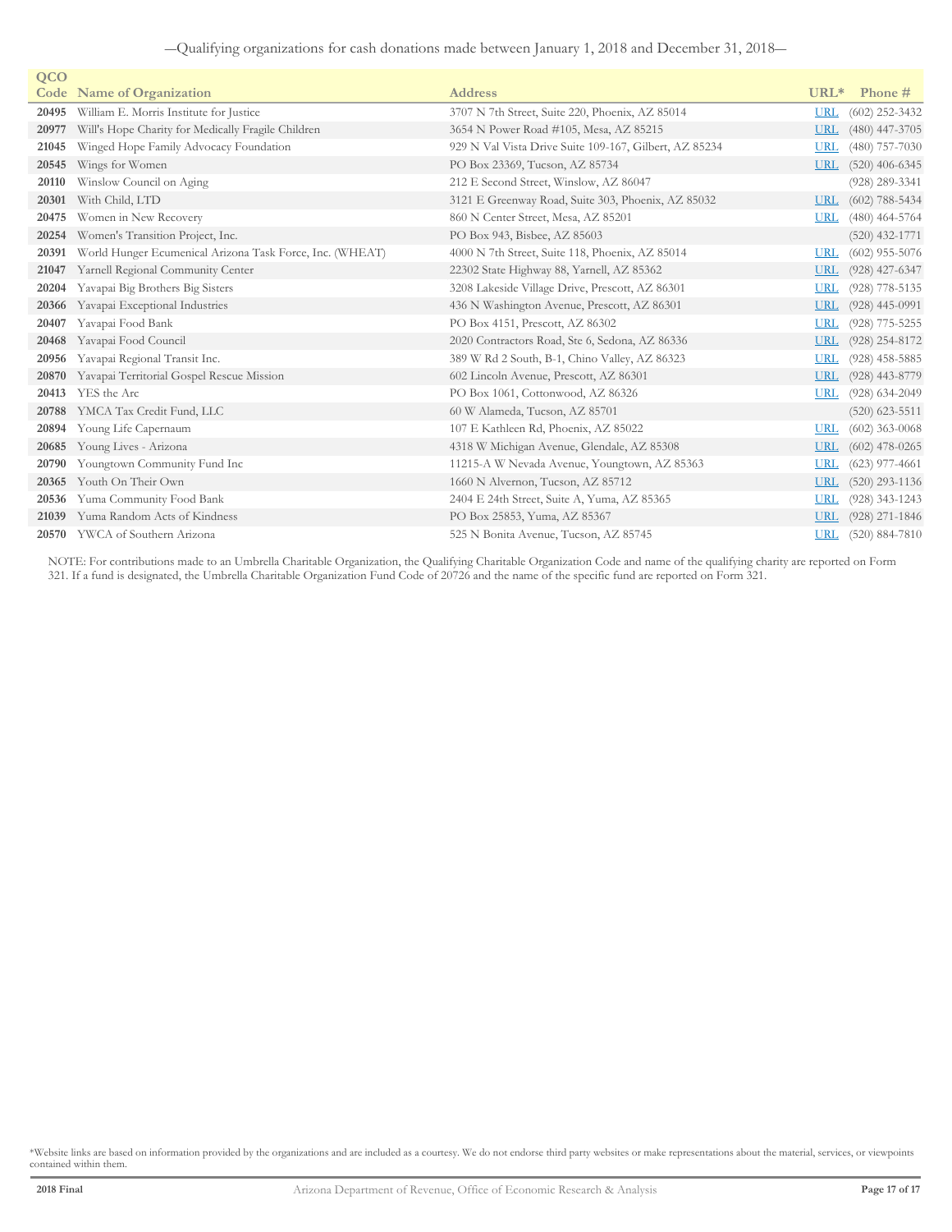—Qualifying organizations for cash donations made between January 1, 2018 and December 31, 2018—

| QCO Code | Name of Organization | Address | URL* | Phone # |
|---|---|---|---|---|
| 20495 | William E. Morris Institute for Justice | 3707 N 7th Street, Suite 220, Phoenix, AZ 85014 | URL | (602) 252-3432 |
| 20977 | Will's Hope Charity for Medically Fragile Children | 3654 N Power Road #105, Mesa, AZ 85215 | URL | (480) 447-3705 |
| 21045 | Winged Hope Family Advocacy Foundation | 929 N Val Vista Drive Suite 109-167, Gilbert, AZ 85234 | URL | (480) 757-7030 |
| 20545 | Wings for Women | PO Box 23369, Tucson, AZ 85734 | URL | (520) 406-6345 |
| 20110 | Winslow Council on Aging | 212 E Second Street, Winslow, AZ 86047 | | (928) 289-3341 |
| 20301 | With Child, LTD | 3121 E Greenway Road, Suite 303, Phoenix, AZ 85032 | URL | (602) 788-5434 |
| 20475 | Women in New Recovery | 860 N Center Street, Mesa, AZ 85201 | URL | (480) 464-5764 |
| 20254 | Women's Transition Project, Inc. | PO Box 943, Bisbee, AZ 85603 | | (520) 432-1771 |
| 20391 | World Hunger Ecumenical Arizona Task Force, Inc. (WHEAT) | 4000 N 7th Street, Suite 118, Phoenix, AZ 85014 | URL | (602) 955-5076 |
| 21047 | Yarnell Regional Community Center | 22302 State Highway 88, Yarnell, AZ 85362 | URL | (928) 427-6347 |
| 20204 | Yavapai Big Brothers Big Sisters | 3208 Lakeside Village Drive, Prescott, AZ 86301 | URL | (928) 778-5135 |
| 20366 | Yavapai Exceptional Industries | 436 N Washington Avenue, Prescott, AZ 86301 | URL | (928) 445-0991 |
| 20407 | Yavapai Food Bank | PO Box 4151, Prescott, AZ 86302 | URL | (928) 775-5255 |
| 20468 | Yavapai Food Council | 2020 Contractors Road, Ste 6, Sedona, AZ 86336 | URL | (928) 254-8172 |
| 20956 | Yavapai Regional Transit Inc. | 389 W Rd 2 South, B-1, Chino Valley, AZ 86323 | URL | (928) 458-5885 |
| 20870 | Yavapai Territorial Gospel Rescue Mission | 602 Lincoln Avenue, Prescott, AZ 86301 | URL | (928) 443-8779 |
| 20413 | YES the Arc | PO Box 1061, Cottonwood, AZ 86326 | URL | (928) 634-2049 |
| 20788 | YMCA Tax Credit Fund, LLC | 60 W Alameda, Tucson, AZ 85701 | | (520) 623-5511 |
| 20894 | Young Life Capernaum | 107 E Kathleen Rd, Phoenix, AZ 85022 | URL | (602) 363-0068 |
| 20685 | Young Lives - Arizona | 4318 W Michigan Avenue, Glendale, AZ 85308 | URL | (602) 478-0265 |
| 20790 | Youngtown Community Fund Inc | 11215-A W Nevada Avenue, Youngtown, AZ 85363 | URL | (623) 977-4661 |
| 20365 | Youth On Their Own | 1660 N Alvernon, Tucson, AZ 85712 | URL | (520) 293-1136 |
| 20536 | Yuma Community Food Bank | 2404 E 24th Street, Suite A, Yuma, AZ 85365 | URL | (928) 343-1243 |
| 21039 | Yuma Random Acts of Kindness | PO Box 25853, Yuma, AZ 85367 | URL | (928) 271-1846 |
| 20570 | YWCA of Southern Arizona | 525 N Bonita Avenue, Tucson, AZ 85745 | URL | (520) 884-7810 |

NOTE: For contributions made to an Umbrella Charitable Organization, the Qualifying Charitable Organization Code and name of the qualifying charity are reported on Form 321. If a fund is designated, the Umbrella Charitable Organization Fund Code of 20726 and the name of the specific fund are reported on Form 321.

*Website links are based on information provided by the organizations and are included as a courtesy. We do not endorse third party websites or make representations about the material, services, or viewpoints contained within them.